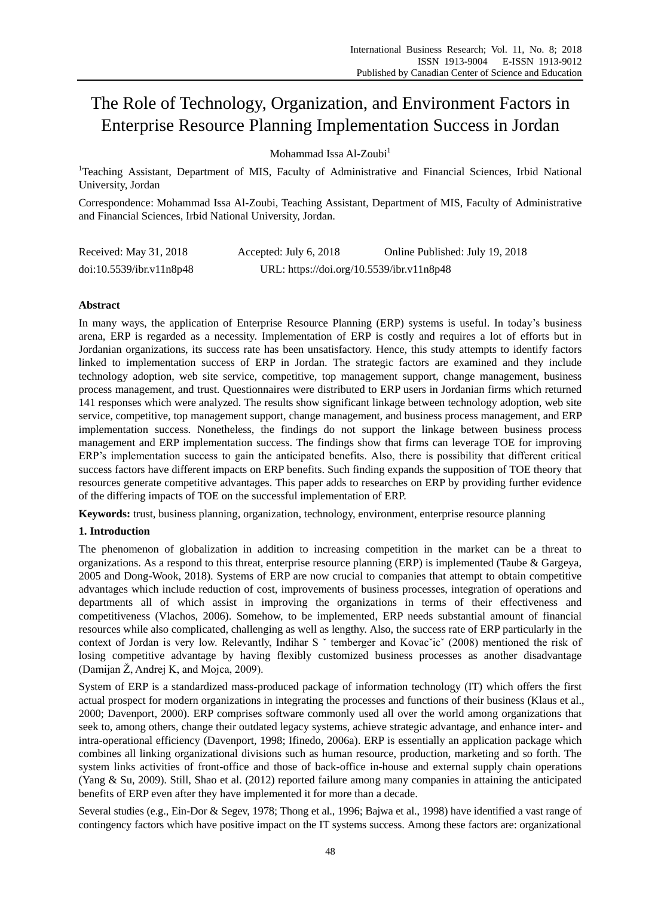# The Role of Technology, Organization, and Environment Factors in Enterprise Resource Planning Implementation Success in Jordan

Mohammad Issa Al-Zoubi[1]

[1]Teaching Assistant, Department of MIS, Faculty of Administrative and Financial Sciences, Irbid National University, Jordan

Correspondence: Mohammad Issa Al-Zoubi, Teaching Assistant, Department of MIS, Faculty of Administrative and Financial Sciences, Irbid National University, Jordan.

Received: May 31, 2018 Accepted: July 6, 2018 Online Published: July 19, 2018

doi:10.5539/ibr.v11n8p48 URL: https://doi.org/10.5539/ibr.v11n8p48

## Abstract

In many ways, the application of Enterprise Resource Planning (ERP) systems is useful. In today's business arena, ERP is regarded as a necessity. Implementation of ERP is costly and requires a lot of efforts but in Jordanian organizations, its success rate has been unsatisfactory. Hence, this study attempts to identify factors linked to implementation success of ERP in Jordan. The strategic factors are examined and they include technology adoption, web site service, competitive, top management support, change management, business process management, and trust. Questionnaires were distributed to ERP users in Jordanian firms which returned 141 responses which were analyzed. The results show significant linkage between technology adoption, web site service, competitive, top management support, change management, and business process management, and ERP implementation success. Nonetheless, the findings do not support the linkage between business process management and ERP implementation success. The findings show that firms can leverage TOE for improving ERP's implementation success to gain the anticipated benefits. Also, there is possibility that different critical success factors have different impacts on ERP benefits. Such finding expands the supposition of TOE theory that resources generate competitive advantages. This paper adds to researches on ERP by providing further evidence of the differing impacts of TOE on the successful implementation of ERP.

**Keywords:** trust, business planning, organization, technology, environment, enterprise resource planning

## 1. Introduction

The phenomenon of globalization in addition to increasing competition in the market can be a threat to organizations. As a respond to this threat, enterprise resource planning (ERP) is implemented (Taube & Gargeya, 2005 and Dong-Wook, 2018). Systems of ERP are now crucial to companies that attempt to obtain competitive advantages which include reduction of cost, improvements of business processes, integration of operations and departments all of which assist in improving the organizations in terms of their effectiveness and competitiveness (Vlachos, 2006). Somehow, to be implemented, ERP needs substantial amount of financial resources while also complicated, challenging as well as lengthy. Also, the success rate of ERP particularly in the context of Jordan is very low. Relevantly, Indihar S ˇ temberger and Kovacˇicˇ (2008) mentioned the risk of losing competitive advantage by having flexibly customized business processes as another disadvantage (Damijan Ž, Andrej K, and Mojca, 2009).

System of ERP is a standardized mass-produced package of information technology (IT) which offers the first actual prospect for modern organizations in integrating the processes and functions of their business (Klaus et al., 2000; Davenport, 2000). ERP comprises software commonly used all over the world among organizations that seek to, among others, change their outdated legacy systems, achieve strategic advantage, and enhance inter- and intra-operational efficiency (Davenport, 1998; Ifinedo, 2006a). ERP is essentially an application package which combines all linking organizational divisions such as human resource, production, marketing and so forth. The system links activities of front-office and those of back-office in-house and external supply chain operations (Yang & Su, 2009). Still, Shao et al. (2012) reported failure among many companies in attaining the anticipated benefits of ERP even after they have implemented it for more than a decade.

Several studies (e.g., Ein-Dor & Segev, 1978; Thong et al., 1996; Bajwa et al., 1998) have identified a vast range of contingency factors which have positive impact on the IT systems success. Among these factors are: organizational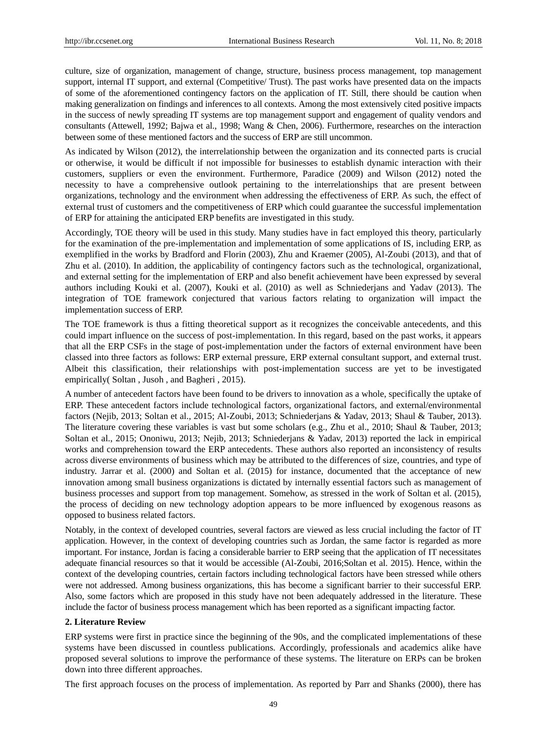culture, size of organization, management of change, structure, business process management, top management support, internal IT support, and external (Competitive/ Trust). The past works have presented data on the impacts of some of the aforementioned contingency factors on the application of IT. Still, there should be caution when making generalization on findings and inferences to all contexts. Among the most extensively cited positive impacts in the success of newly spreading IT systems are top management support and engagement of quality vendors and consultants (Attewell, 1992; Bajwa et al., 1998; Wang & Chen, 2006). Furthermore, researches on the interaction between some of these mentioned factors and the success of ERP are still uncommon.

As indicated by Wilson (2012), the interrelationship between the organization and its connected parts is crucial or otherwise, it would be difficult if not impossible for businesses to establish dynamic interaction with their customers, suppliers or even the environment. Furthermore, Paradice (2009) and Wilson (2012) noted the necessity to have a comprehensive outlook pertaining to the interrelationships that are present between organizations, technology and the environment when addressing the effectiveness of ERP. As such, the effect of external trust of customers and the competitiveness of ERP which could guarantee the successful implementation of ERP for attaining the anticipated ERP benefits are investigated in this study.

Accordingly, TOE theory will be used in this study. Many studies have in fact employed this theory, particularly for the examination of the pre-implementation and implementation of some applications of IS, including ERP, as exemplified in the works by Bradford and Florin (2003), Zhu and Kraemer (2005), Al-Zoubi (2013), and that of Zhu et al. (2010). In addition, the applicability of contingency factors such as the technological, organizational, and external setting for the implementation of ERP and also benefit achievement have been expressed by several authors including Kouki et al. (2007), Kouki et al. (2010) as well as Schniederjans and Yadav (2013). The integration of TOE framework conjectured that various factors relating to organization will impact the implementation success of ERP.

The TOE framework is thus a fitting theoretical support as it recognizes the conceivable antecedents, and this could impart influence on the success of post-implementation. In this regard, based on the past works, it appears that all the ERP CSFs in the stage of post-implementation under the factors of external environment have been classed into three factors as follows: ERP external pressure, ERP external consultant support, and external trust. Albeit this classification, their relationships with post-implementation success are yet to be investigated empirically( Soltan , Jusoh , and Bagheri , 2015).

A number of antecedent factors have been found to be drivers to innovation as a whole, specifically the uptake of ERP. These antecedent factors include technological factors, organizational factors, and external/environmental factors (Nejib, 2013; Soltan et al., 2015; Al-Zoubi, 2013; Schniederjans & Yadav, 2013; Shaul & Tauber, 2013). The literature covering these variables is vast but some scholars (e.g., Zhu et al., 2010; Shaul & Tauber, 2013; Soltan et al., 2015; Ononiwu, 2013; Nejib, 2013; Schniederjans & Yadav, 2013) reported the lack in empirical works and comprehension toward the ERP antecedents. These authors also reported an inconsistency of results across diverse environments of business which may be attributed to the differences of size, countries, and type of industry. Jarrar et al. (2000) and Soltan et al. (2015) for instance, documented that the acceptance of new innovation among small business organizations is dictated by internally essential factors such as management of business processes and support from top management. Somehow, as stressed in the work of Soltan et al. (2015), the process of deciding on new technology adoption appears to be more influenced by exogenous reasons as opposed to business related factors.

Notably, in the context of developed countries, several factors are viewed as less crucial including the factor of IT application. However, in the context of developing countries such as Jordan, the same factor is regarded as more important. For instance, Jordan is facing a considerable barrier to ERP seeing that the application of IT necessitates adequate financial resources so that it would be accessible (Al-Zoubi, 2016;Soltan et al. 2015). Hence, within the context of the developing countries, certain factors including technological factors have been stressed while others were not addressed. Among business organizations, this has become a significant barrier to their successful ERP. Also, some factors which are proposed in this study have not been adequately addressed in the literature. These include the factor of business process management which has been reported as a significant impacting factor.

## 2. Literature Review

ERP systems were first in practice since the beginning of the 90s, and the complicated implementations of these systems have been discussed in countless publications. Accordingly, professionals and academics alike have proposed several solutions to improve the performance of these systems. The literature on ERPs can be broken down into three different approaches.

The first approach focuses on the process of implementation. As reported by Parr and Shanks (2000), there has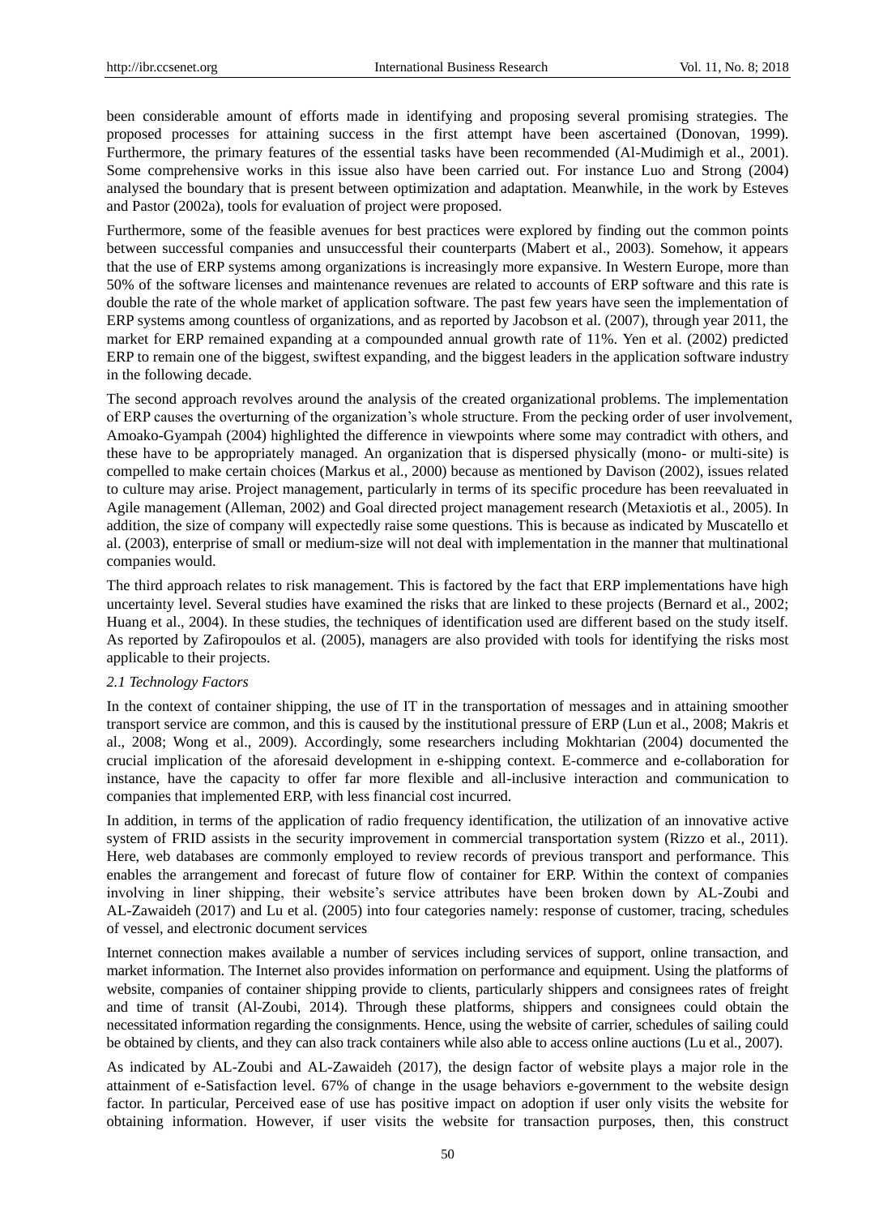been considerable amount of efforts made in identifying and proposing several promising strategies. The proposed processes for attaining success in the first attempt have been ascertained (Donovan, 1999). Furthermore, the primary features of the essential tasks have been recommended (Al-Mudimigh et al., 2001). Some comprehensive works in this issue also have been carried out. For instance Luo and Strong (2004) analysed the boundary that is present between optimization and adaptation. Meanwhile, in the work by Esteves and Pastor (2002a), tools for evaluation of project were proposed.

Furthermore, some of the feasible avenues for best practices were explored by finding out the common points between successful companies and unsuccessful their counterparts (Mabert et al., 2003). Somehow, it appears that the use of ERP systems among organizations is increasingly more expansive. In Western Europe, more than 50% of the software licenses and maintenance revenues are related to accounts of ERP software and this rate is double the rate of the whole market of application software. The past few years have seen the implementation of ERP systems among countless of organizations, and as reported by Jacobson et al. (2007), through year 2011, the market for ERP remained expanding at a compounded annual growth rate of 11%. Yen et al. (2002) predicted ERP to remain one of the biggest, swiftest expanding, and the biggest leaders in the application software industry in the following decade.

The second approach revolves around the analysis of the created organizational problems. The implementation of ERP causes the overturning of the organization's whole structure. From the pecking order of user involvement, Amoako-Gyampah (2004) highlighted the difference in viewpoints where some may contradict with others, and these have to be appropriately managed. An organization that is dispersed physically (mono- or multi-site) is compelled to make certain choices (Markus et al., 2000) because as mentioned by Davison (2002), issues related to culture may arise. Project management, particularly in terms of its specific procedure has been reevaluated in Agile management (Alleman, 2002) and Goal directed project management research (Metaxiotis et al., 2005). In addition, the size of company will expectedly raise some questions. This is because as indicated by Muscatello et al. (2003), enterprise of small or medium-size will not deal with implementation in the manner that multinational companies would.

The third approach relates to risk management. This is factored by the fact that ERP implementations have high uncertainty level. Several studies have examined the risks that are linked to these projects (Bernard et al., 2002; Huang et al., 2004). In these studies, the techniques of identification used are different based on the study itself. As reported by Zafiropoulos et al. (2005), managers are also provided with tools for identifying the risks most applicable to their projects.

### *2.1 Technology Factors*

In the context of container shipping, the use of IT in the transportation of messages and in attaining smoother transport service are common, and this is caused by the institutional pressure of ERP (Lun et al., 2008; Makris et al., 2008; Wong et al., 2009). Accordingly, some researchers including Mokhtarian (2004) documented the crucial implication of the aforesaid development in e-shipping context. E-commerce and e-collaboration for instance, have the capacity to offer far more flexible and all-inclusive interaction and communication to companies that implemented ERP, with less financial cost incurred.

In addition, in terms of the application of radio frequency identification, the utilization of an innovative active system of FRID assists in the security improvement in commercial transportation system (Rizzo et al., 2011). Here, web databases are commonly employed to review records of previous transport and performance. This enables the arrangement and forecast of future flow of container for ERP. Within the context of companies involving in liner shipping, their website's service attributes have been broken down by AL-Zoubi and AL-Zawaideh (2017) and Lu et al. (2005) into four categories namely: response of customer, tracing, schedules of vessel, and electronic document services

Internet connection makes available a number of services including services of support, online transaction, and market information. The Internet also provides information on performance and equipment. Using the platforms of website, companies of container shipping provide to clients, particularly shippers and consignees rates of freight and time of transit (Al-Zoubi, 2014). Through these platforms, shippers and consignees could obtain the necessitated information regarding the consignments. Hence, using the website of carrier, schedules of sailing could be obtained by clients, and they can also track containers while also able to access online auctions (Lu et al., 2007).

As indicated by AL-Zoubi and AL-Zawaideh (2017), the design factor of website plays a major role in the attainment of e-Satisfaction level. 67% of change in the usage behaviors e-government to the website design factor. In particular, Perceived ease of use has positive impact on adoption if user only visits the website for obtaining information. However, if user visits the website for transaction purposes, then, this construct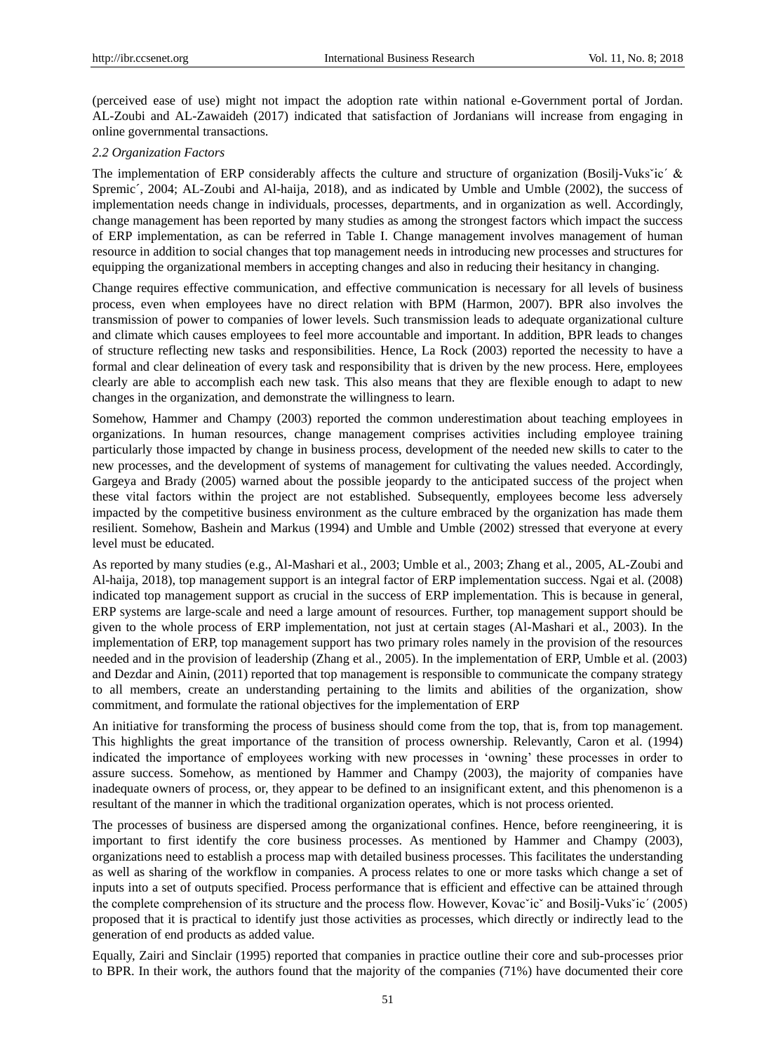(perceived ease of use) might not impact the adoption rate within national e-Government portal of Jordan. AL-Zoubi and AL-Zawaideh (2017) indicated that satisfaction of Jordanians will increase from engaging in online governmental transactions.

### *2.2 Organization Factors*

The implementation of ERP considerably affects the culture and structure of organization (Bosilj-Vuksˇic´ & Spremic´, 2004; AL-Zoubi and Al-haija, 2018), and as indicated by Umble and Umble (2002), the success of implementation needs change in individuals, processes, departments, and in organization as well. Accordingly, change management has been reported by many studies as among the strongest factors which impact the success of ERP implementation, as can be referred in Table I. Change management involves management of human resource in addition to social changes that top management needs in introducing new processes and structures for equipping the organizational members in accepting changes and also in reducing their hesitancy in changing.

Change requires effective communication, and effective communication is necessary for all levels of business process, even when employees have no direct relation with BPM (Harmon, 2007). BPR also involves the transmission of power to companies of lower levels. Such transmission leads to adequate organizational culture and climate which causes employees to feel more accountable and important. In addition, BPR leads to changes of structure reflecting new tasks and responsibilities. Hence, La Rock (2003) reported the necessity to have a formal and clear delineation of every task and responsibility that is driven by the new process. Here, employees clearly are able to accomplish each new task. This also means that they are flexible enough to adapt to new changes in the organization, and demonstrate the willingness to learn.

Somehow, Hammer and Champy (2003) reported the common underestimation about teaching employees in organizations. In human resources, change management comprises activities including employee training particularly those impacted by change in business process, development of the needed new skills to cater to the new processes, and the development of systems of management for cultivating the values needed. Accordingly, Gargeya and Brady (2005) warned about the possible jeopardy to the anticipated success of the project when these vital factors within the project are not established. Subsequently, employees become less adversely impacted by the competitive business environment as the culture embraced by the organization has made them resilient. Somehow, Bashein and Markus (1994) and Umble and Umble (2002) stressed that everyone at every level must be educated.

As reported by many studies (e.g., Al-Mashari et al., 2003; Umble et al., 2003; Zhang et al., 2005, AL-Zoubi and Al-haija, 2018), top management support is an integral factor of ERP implementation success. Ngai et al. (2008) indicated top management support as crucial in the success of ERP implementation. This is because in general, ERP systems are large-scale and need a large amount of resources. Further, top management support should be given to the whole process of ERP implementation, not just at certain stages (Al-Mashari et al., 2003). In the implementation of ERP, top management support has two primary roles namely in the provision of the resources needed and in the provision of leadership (Zhang et al., 2005). In the implementation of ERP, Umble et al. (2003) and Dezdar and Ainin, (2011) reported that top management is responsible to communicate the company strategy to all members, create an understanding pertaining to the limits and abilities of the organization, show commitment, and formulate the rational objectives for the implementation of ERP

An initiative for transforming the process of business should come from the top, that is, from top management. This highlights the great importance of the transition of process ownership. Relevantly, Caron et al. (1994) indicated the importance of employees working with new processes in 'owning' these processes in order to assure success. Somehow, as mentioned by Hammer and Champy (2003), the majority of companies have inadequate owners of process, or, they appear to be defined to an insignificant extent, and this phenomenon is a resultant of the manner in which the traditional organization operates, which is not process oriented.

The processes of business are dispersed among the organizational confines. Hence, before reengineering, it is important to first identify the core business processes. As mentioned by Hammer and Champy (2003), organizations need to establish a process map with detailed business processes. This facilitates the understanding as well as sharing of the workflow in companies. A process relates to one or more tasks which change a set of inputs into a set of outputs specified. Process performance that is efficient and effective can be attained through the complete comprehension of its structure and the process flow. However, Kovacˇicˇ and Bosilj-Vuksˇic´ (2005) proposed that it is practical to identify just those activities as processes, which directly or indirectly lead to the generation of end products as added value.

Equally, Zairi and Sinclair (1995) reported that companies in practice outline their core and sub-processes prior to BPR. In their work, the authors found that the majority of the companies (71%) have documented their core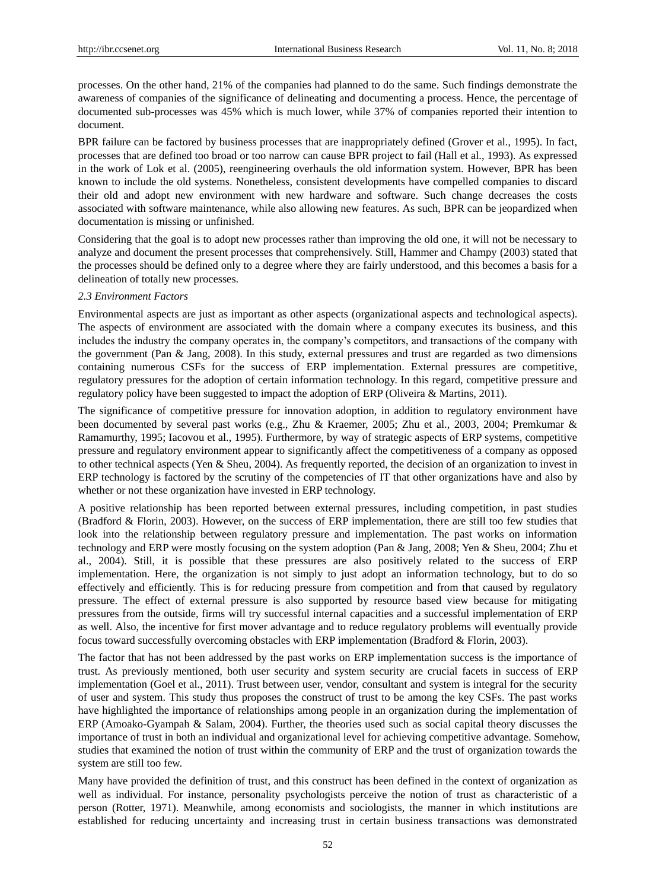processes. On the other hand, 21% of the companies had planned to do the same. Such findings demonstrate the awareness of companies of the significance of delineating and documenting a process. Hence, the percentage of documented sub-processes was 45% which is much lower, while 37% of companies reported their intention to document.

BPR failure can be factored by business processes that are inappropriately defined (Grover et al., 1995). In fact, processes that are defined too broad or too narrow can cause BPR project to fail (Hall et al., 1993). As expressed in the work of Lok et al. (2005), reengineering overhauls the old information system. However, BPR has been known to include the old systems. Nonetheless, consistent developments have compelled companies to discard their old and adopt new environment with new hardware and software. Such change decreases the costs associated with software maintenance, while also allowing new features. As such, BPR can be jeopardized when documentation is missing or unfinished.

Considering that the goal is to adopt new processes rather than improving the old one, it will not be necessary to analyze and document the present processes that comprehensively. Still, Hammer and Champy (2003) stated that the processes should be defined only to a degree where they are fairly understood, and this becomes a basis for a delineation of totally new processes.

### *2.3 Environment Factors*

Environmental aspects are just as important as other aspects (organizational aspects and technological aspects). The aspects of environment are associated with the domain where a company executes its business, and this includes the industry the company operates in, the company's competitors, and transactions of the company with the government (Pan & Jang, 2008). In this study, external pressures and trust are regarded as two dimensions containing numerous CSFs for the success of ERP implementation. External pressures are competitive, regulatory pressures for the adoption of certain information technology. In this regard, competitive pressure and regulatory policy have been suggested to impact the adoption of ERP (Oliveira & Martins, 2011).

The significance of competitive pressure for innovation adoption, in addition to regulatory environment have been documented by several past works (e.g., Zhu & Kraemer, 2005; Zhu et al., 2003, 2004; Premkumar & Ramamurthy, 1995; Iacovou et al., 1995). Furthermore, by way of strategic aspects of ERP systems, competitive pressure and regulatory environment appear to significantly affect the competitiveness of a company as opposed to other technical aspects (Yen & Sheu, 2004). As frequently reported, the decision of an organization to invest in ERP technology is factored by the scrutiny of the competencies of IT that other organizations have and also by whether or not these organization have invested in ERP technology.

A positive relationship has been reported between external pressures, including competition, in past studies (Bradford & Florin, 2003). However, on the success of ERP implementation, there are still too few studies that look into the relationship between regulatory pressure and implementation. The past works on information technology and ERP were mostly focusing on the system adoption (Pan & Jang, 2008; Yen & Sheu, 2004; Zhu et al., 2004). Still, it is possible that these pressures are also positively related to the success of ERP implementation. Here, the organization is not simply to just adopt an information technology, but to do so effectively and efficiently. This is for reducing pressure from competition and from that caused by regulatory pressure. The effect of external pressure is also supported by resource based view because for mitigating pressures from the outside, firms will try successful internal capacities and a successful implementation of ERP as well. Also, the incentive for first mover advantage and to reduce regulatory problems will eventually provide focus toward successfully overcoming obstacles with ERP implementation (Bradford & Florin, 2003).

The factor that has not been addressed by the past works on ERP implementation success is the importance of trust. As previously mentioned, both user security and system security are crucial facets in success of ERP implementation (Goel et al., 2011). Trust between user, vendor, consultant and system is integral for the security of user and system. This study thus proposes the construct of trust to be among the key CSFs. The past works have highlighted the importance of relationships among people in an organization during the implementation of ERP (Amoako-Gyampah & Salam, 2004). Further, the theories used such as social capital theory discusses the importance of trust in both an individual and organizational level for achieving competitive advantage. Somehow, studies that examined the notion of trust within the community of ERP and the trust of organization towards the system are still too few.

Many have provided the definition of trust, and this construct has been defined in the context of organization as well as individual. For instance, personality psychologists perceive the notion of trust as characteristic of a person (Rotter, 1971). Meanwhile, among economists and sociologists, the manner in which institutions are established for reducing uncertainty and increasing trust in certain business transactions was demonstrated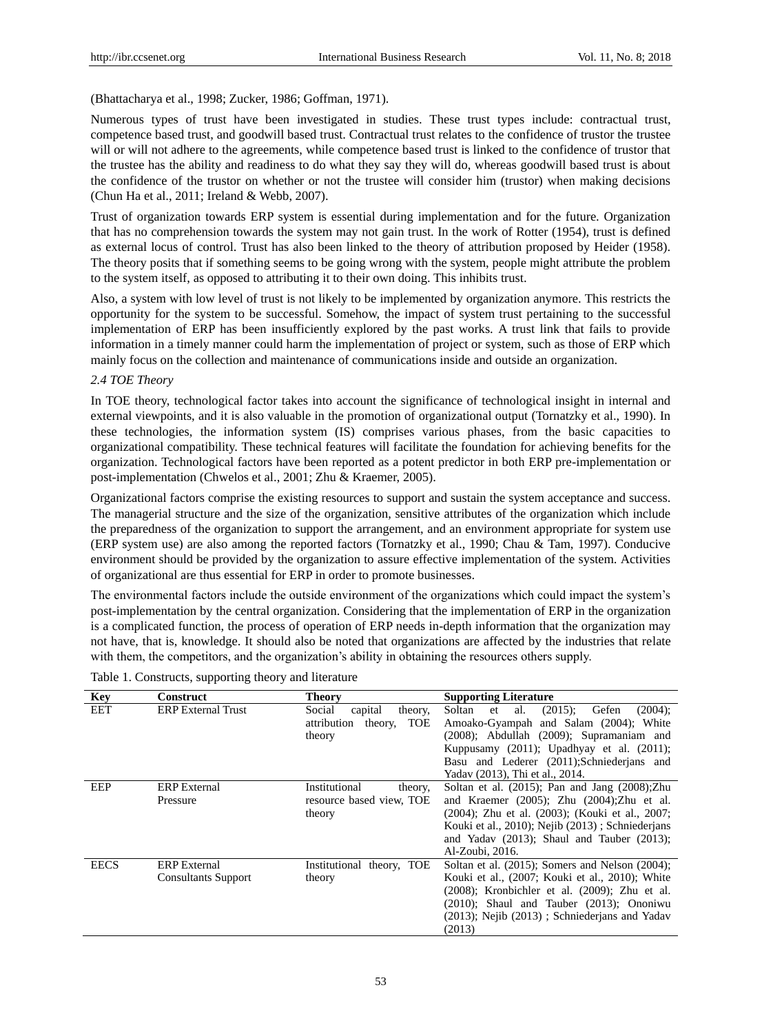(Bhattacharya et al., 1998; Zucker, 1986; Goffman, 1971).

Numerous types of trust have been investigated in studies. These trust types include: contractual trust, competence based trust, and goodwill based trust. Contractual trust relates to the confidence of trustor the trustee will or will not adhere to the agreements, while competence based trust is linked to the confidence of trustor that the trustee has the ability and readiness to do what they say they will do, whereas goodwill based trust is about the confidence of the trustor on whether or not the trustee will consider him (trustor) when making decisions (Chun Ha et al., 2011; Ireland & Webb, 2007).

Trust of organization towards ERP system is essential during implementation and for the future. Organization that has no comprehension towards the system may not gain trust. In the work of Rotter (1954), trust is defined as external locus of control. Trust has also been linked to the theory of attribution proposed by Heider (1958). The theory posits that if something seems to be going wrong with the system, people might attribute the problem to the system itself, as opposed to attributing it to their own doing. This inhibits trust.

Also, a system with low level of trust is not likely to be implemented by organization anymore. This restricts the opportunity for the system to be successful. Somehow, the impact of system trust pertaining to the successful implementation of ERP has been insufficiently explored by the past works. A trust link that fails to provide information in a timely manner could harm the implementation of project or system, such as those of ERP which mainly focus on the collection and maintenance of communications inside and outside an organization.

### *2.4 TOE Theory*

In TOE theory, technological factor takes into account the significance of technological insight in internal and external viewpoints, and it is also valuable in the promotion of organizational output (Tornatzky et al., 1990). In these technologies, the information system (IS) comprises various phases, from the basic capacities to organizational compatibility. These technical features will facilitate the foundation for achieving benefits for the organization. Technological factors have been reported as a potent predictor in both ERP pre-implementation or post-implementation (Chwelos et al., 2001; Zhu & Kraemer, 2005).

Organizational factors comprise the existing resources to support and sustain the system acceptance and success. The managerial structure and the size of the organization, sensitive attributes of the organization which include the preparedness of the organization to support the arrangement, and an environment appropriate for system use (ERP system use) are also among the reported factors (Tornatzky et al., 1990; Chau & Tam, 1997). Conducive environment should be provided by the organization to assure effective implementation of the system. Activities of organizational are thus essential for ERP in order to promote businesses.

The environmental factors include the outside environment of the organizations which could impact the system's post-implementation by the central organization. Considering that the implementation of ERP in the organization is a complicated function, the process of operation of ERP needs in-depth information that the organization may not have, that is, knowledge. It should also be noted that organizations are affected by the industries that relate with them, the competitors, and the organization's ability in obtaining the resources others supply.

Table 1. Constructs, supporting theory and literature

| Key | Construct | Theory | Supporting Literature |
|---|---|---|---|
| EET | ERP External Trust | Social capital theory, attribution theory, TOE theory | Soltan et al. (2015); Gefen (2004); Amoako-Gyampah and Salam (2004); White (2008); Abdullah (2009); Supramaniam and Kuppusamy (2011); Upadhyay et al. (2011); Basu and Lederer (2011);Schniederjans and Yadav (2013), Thi et al., 2014. |
| EEP | ERP External Pressure | Institutional theory, resource based view, TOE theory | Soltan et al. (2015); Pan and Jang (2008);Zhu and Kraemer (2005); Zhu (2004);Zhu et al. (2004); Zhu et al. (2003); (Kouki et al., 2007; Kouki et al., 2010); Nejib (2013) ; Schniederjans and Yadav (2013); Shaul and Tauber (2013); Al-Zoubi, 2016. |
| EECS | ERP External Consultants Support | Institutional theory, TOE theory | Soltan et al. (2015); Somers and Nelson (2004); Kouki et al., (2007; Kouki et al., 2010); White (2008); Kronbichler et al. (2009); Zhu et al. (2010); Shaul and Tauber (2013); Ononiwu (2013); Nejib (2013) ; Schniederjans and Yadav (2013) |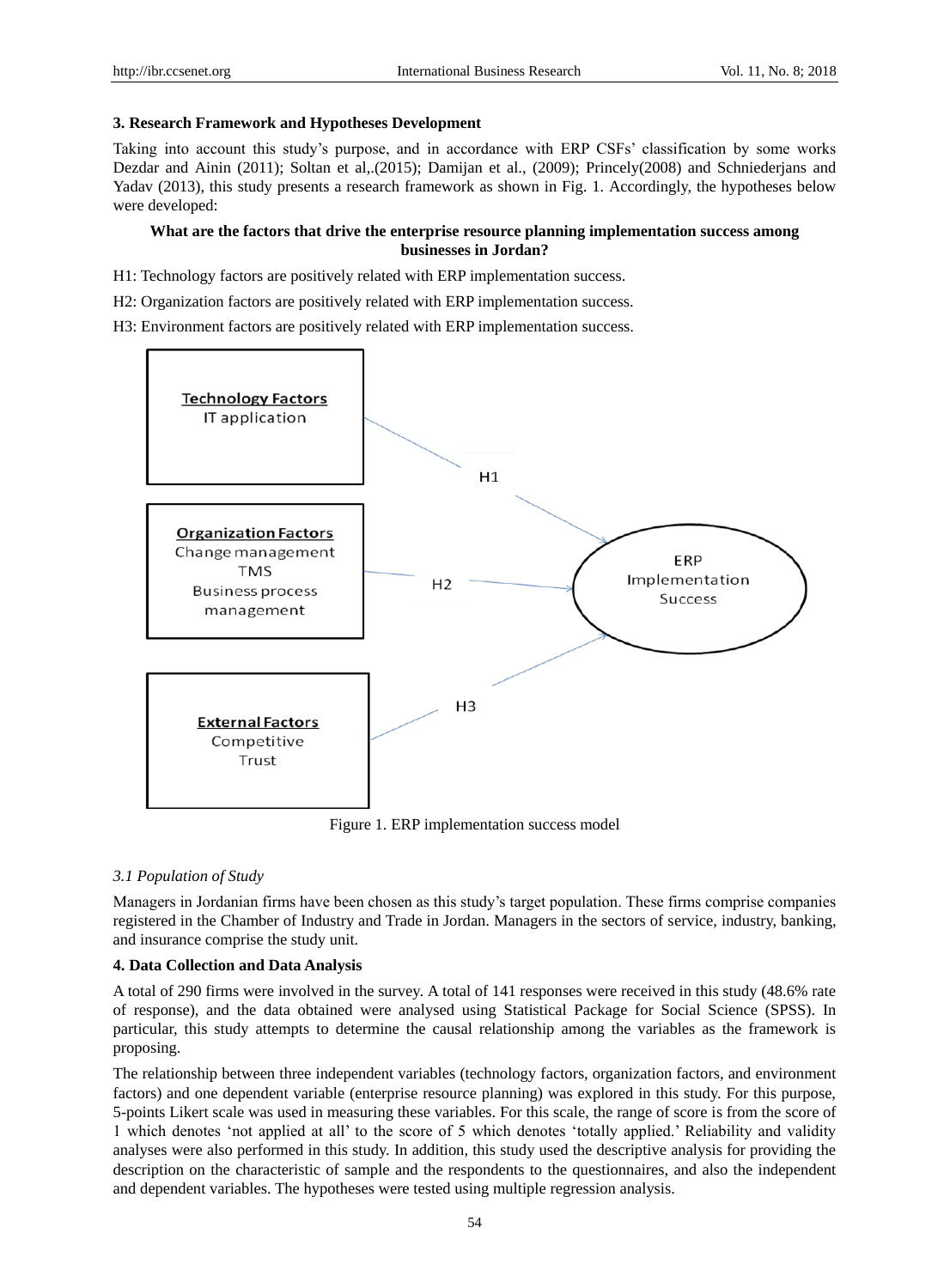### 3. Research Framework and Hypotheses Development

Taking into account this study's purpose, and in accordance with ERP CSFs' classification by some works Dezdar and Ainin (2011); Soltan et al,.(2015); Damijan et al., (2009); Princely(2008) and Schniederjans and Yadav (2013), this study presents a research framework as shown in Fig. 1. Accordingly, the hypotheses below were developed:

**What are the factors that drive the enterprise resource planning implementation success among businesses in Jordan?**

H1: Technology factors are positively related with ERP implementation success.

H2: Organization factors are positively related with ERP implementation success.

H3: Environment factors are positively related with ERP implementation success.

Figure 1. ERP implementation success model

#### *3.1 Population of Study*

Managers in Jordanian firms have been chosen as this study's target population. These firms comprise companies registered in the Chamber of Industry and Trade in Jordan. Managers in the sectors of service, industry, banking, and insurance comprise the study unit.

### 4. Data Collection and Data Analysis

A total of 290 firms were involved in the survey. A total of 141 responses were received in this study (48.6% rate of response), and the data obtained were analysed using Statistical Package for Social Science (SPSS). In particular, this study attempts to determine the causal relationship among the variables as the framework is proposing.

The relationship between three independent variables (technology factors, organization factors, and environment factors) and one dependent variable (enterprise resource planning) was explored in this study. For this purpose, 5-points Likert scale was used in measuring these variables. For this scale, the range of score is from the score of 1 which denotes 'not applied at all' to the score of 5 which denotes 'totally applied.' Reliability and validity analyses were also performed in this study. In addition, this study used the descriptive analysis for providing the description on the characteristic of sample and the respondents to the questionnaires, and also the independent and dependent variables. The hypotheses were tested using multiple regression analysis.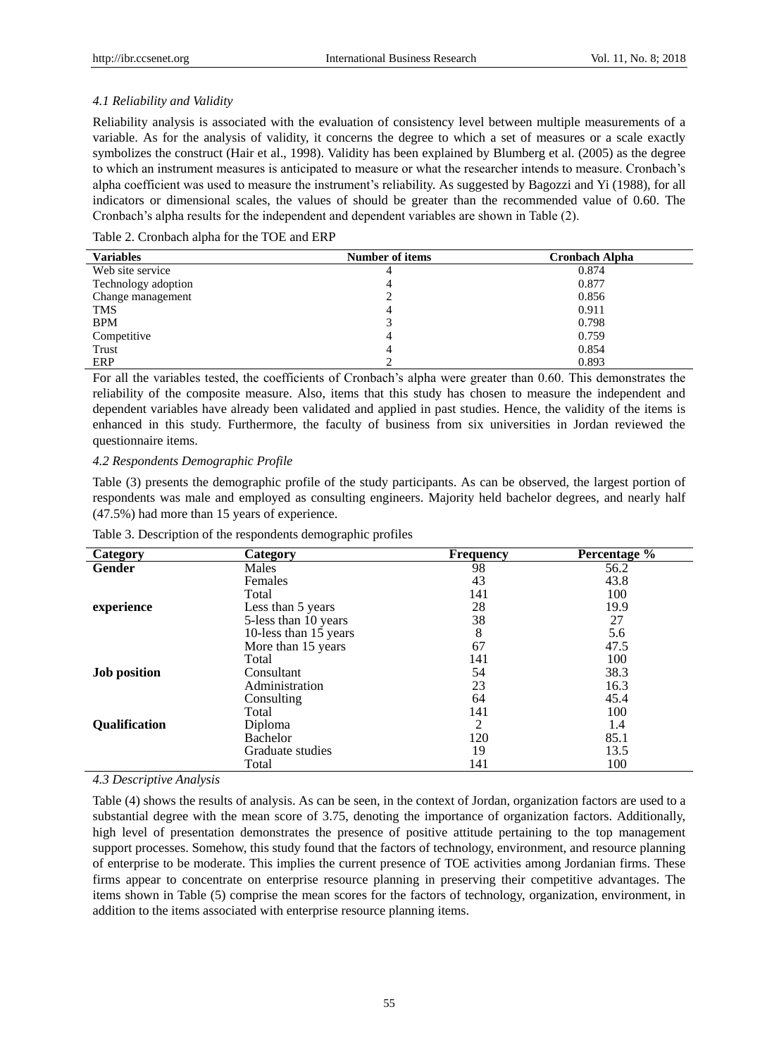### 4.1 Reliability and Validity

Reliability analysis is associated with the evaluation of consistency level between multiple measurements of a variable. As for the analysis of validity, it concerns the degree to which a set of measures or a scale exactly symbolizes the construct (Hair et al., 1998). Validity has been explained by Blumberg et al. (2005) as the degree to which an instrument measures is anticipated to measure or what the researcher intends to measure. Cronbach's alpha coefficient was used to measure the instrument's reliability. As suggested by Bagozzi and Yi (1988), for all indicators or dimensional scales, the values of should be greater than the recommended value of 0.60. The Cronbach's alpha results for the independent and dependent variables are shown in Table (2).

Table 2. Cronbach alpha for the TOE and ERP

| Variables | Number of items | Cronbach Alpha |
|---|---|---|
| Web site service | 4 | 0.874 |
| Technology adoption | 4 | 0.877 |
| Change management | 2 | 0.856 |
| TMS | 4 | 0.911 |
| BPM | 3 | 0.798 |
| Competitive | 4 | 0.759 |
| Trust | 4 | 0.854 |
| ERP | 2 | 0.893 |

For all the variables tested, the coefficients of Cronbach's alpha were greater than 0.60. This demonstrates the reliability of the composite measure. Also, items that this study has chosen to measure the independent and dependent variables have already been validated and applied in past studies. Hence, the validity of the items is enhanced in this study. Furthermore, the faculty of business from six universities in Jordan reviewed the questionnaire items.

### 4.2 Respondents Demographic Profile

Table (3) presents the demographic profile of the study participants. As can be observed, the largest portion of respondents was male and employed as consulting engineers. Majority held bachelor degrees, and nearly half (47.5%) had more than 15 years of experience.

Table 3. Description of the respondents demographic profiles

| Category | Category | Frequency | Percentage % |
|---|---|---|---|
| **Gender** | Males | 98 | 56.2 |
| | Females | 43 | 43.8 |
| | Total | 141 | 100 |
| **experience** | Less than 5 years | 28 | 19.9 |
| | 5-less than 10 years | 38 | 27 |
| | 10-less than 15 years | 8 | 5.6 |
| | More than 15 years | 67 | 47.5 |
| | Total | 141 | 100 |
| **Job position** | Consultant | 54 | 38.3 |
| | Administration | 23 | 16.3 |
| | Consulting | 64 | 45.4 |
| | Total | 141 | 100 |
| **Qualification** | Diploma | 2 | 1.4 |
| | Bachelor | 120 | 85.1 |
| | Graduate studies | 19 | 13.5 |
| | Total | 141 | 100 |

### 4.3 Descriptive Analysis

Table (4) shows the results of analysis. As can be seen, in the context of Jordan, organization factors are used to a substantial degree with the mean score of 3.75, denoting the importance of organization factors. Additionally, high level of presentation demonstrates the presence of positive attitude pertaining to the top management support processes. Somehow, this study found that the factors of technology, environment, and resource planning of enterprise to be moderate. This implies the current presence of TOE activities among Jordanian firms. These firms appear to concentrate on enterprise resource planning in preserving their competitive advantages. The items shown in Table (5) comprise the mean scores for the factors of technology, organization, environment, in addition to the items associated with enterprise resource planning items.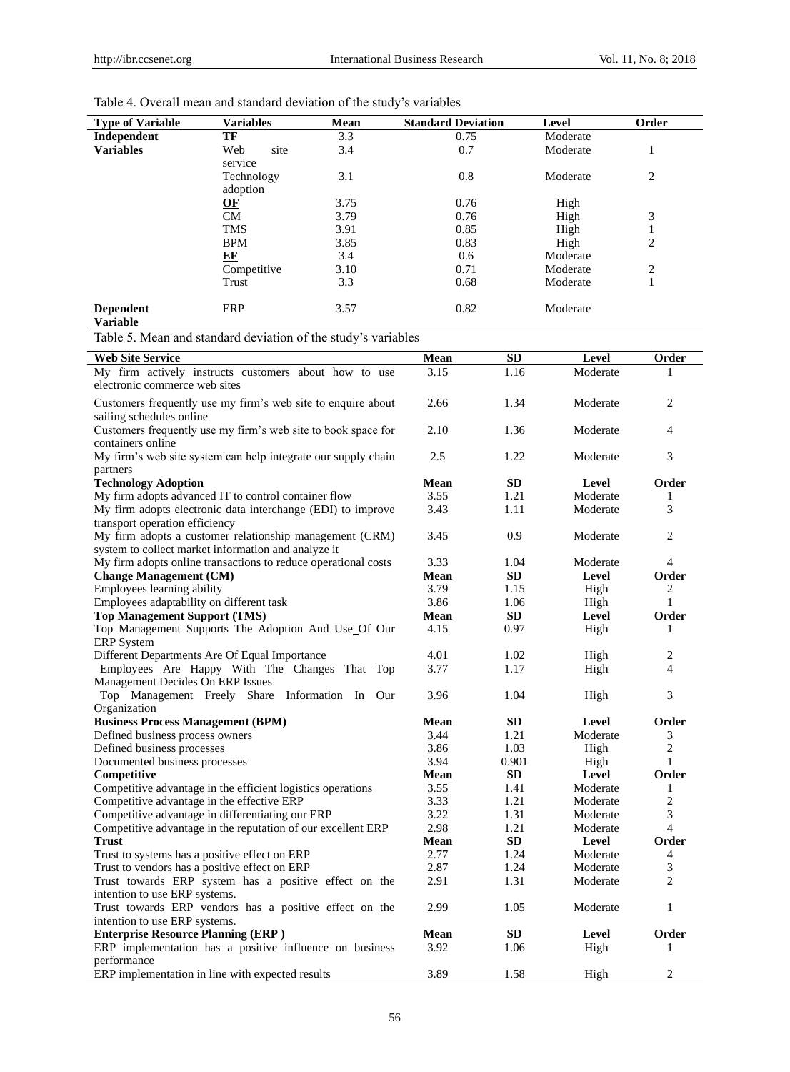Table 4. Overall mean and standard deviation of the study's variables

| Type of Variable | Variables | Mean | Standard Deviation | Level | Order |
|---|---|---|---|---|---|
| **Independent** | **TF** | 3.3 | 0.75 | Moderate | |
| **Variables** | Web site service | 3.4 | 0.7 | Moderate | 1 |
| | Technology adoption | 3.1 | 0.8 | Moderate | 2 |
| | **OF** | 3.75 | 0.76 | High | |
| | CM | 3.79 | 0.76 | High | 3 |
| | TMS | 3.91 | 0.85 | High | 1 |
| | BPM | 3.85 | 0.83 | High | 2 |
| | **EF** | 3.4 | 0.6 | Moderate | |
| | Competitive | 3.10 | 0.71 | Moderate | 2 |
| | Trust | 3.3 | 0.68 | Moderate | 1 |
| **Dependent Variable** | ERP | 3.57 | 0.82 | Moderate | |

Table 5. Mean and standard deviation of the study's variables

| **Web Site Service** | **Mean** | **SD** | **Level** | **Order** |
|---|---|---|---|---|
| My firm actively instructs customers about how to use electronic commerce web sites | 3.15 | 1.16 | Moderate | 1 |
| Customers frequently use my firm's web site to enquire about sailing schedules online | 2.66 | 1.34 | Moderate | 2 |
| Customers frequently use my firm's web site to book space for containers online | 2.10 | 1.36 | Moderate | 4 |
| My firm's web site system can help integrate our supply chain partners | 2.5 | 1.22 | Moderate | 3 |
| **Technology Adoption** | **Mean** | **SD** | **Level** | **Order** |
| My firm adopts advanced IT to control container flow | 3.55 | 1.21 | Moderate | 1 |
| My firm adopts electronic data interchange (EDI) to improve transport operation efficiency | 3.43 | 1.11 | Moderate | 3 |
| My firm adopts a customer relationship management (CRM) system to collect market information and analyze it | 3.45 | 0.9 | Moderate | 2 |
| My firm adopts online transactions to reduce operational costs | 3.33 | 1.04 | Moderate | 4 |
| **Change Management (CM)** | **Mean** | **SD** | **Level** | **Order** |
| Employees learning ability | 3.79 | 1.15 | High | 2 |
| Employees adaptability on different task | 3.86 | 1.06 | High | 1 |
| **Top Management Support (TMS)** | **Mean** | **SD** | **Level** | **Order** |
| Top Management Supports The Adoption And Use Of Our ERP System | 4.15 | 0.97 | High | 1 |
| Different Departments Are Of Equal Importance | 4.01 | 1.02 | High | 2 |
| Employees Are Happy With The Changes That Top Management Decides On ERP Issues | 3.77 | 1.17 | High | 4 |
| Top Management Freely Share Information In Our Organization | 3.96 | 1.04 | High | 3 |
| **Business Process Management (BPM)** | **Mean** | **SD** | **Level** | **Order** |
| Defined business process owners | 3.44 | 1.21 | Moderate | 3 |
| Defined business processes | 3.86 | 1.03 | High | 2 |
| Documented business processes | 3.94 | 0.901 | High | 1 |
| **Competitive** | **Mean** | **SD** | **Level** | **Order** |
| Competitive advantage in the efficient logistics operations | 3.55 | 1.41 | Moderate | 1 |
| Competitive advantage in the effective ERP | 3.33 | 1.21 | Moderate | 2 |
| Competitive advantage in differentiating our ERP | 3.22 | 1.31 | Moderate | 3 |
| Competitive advantage in the reputation of our excellent ERP | 2.98 | 1.21 | Moderate | 4 |
| **Trust** | **Mean** | **SD** | **Level** | **Order** |
| Trust to systems has a positive effect on ERP | 2.77 | 1.24 | Moderate | 4 |
| Trust to vendors has a positive effect on ERP | 2.87 | 1.24 | Moderate | 3 |
| Trust towards ERP system has a positive effect on the intention to use ERP systems. | 2.91 | 1.31 | Moderate | 2 |
| Trust towards ERP vendors has a positive effect on the intention to use ERP systems. | 2.99 | 1.05 | Moderate | 1 |
| **Enterprise Resource Planning (ERP )** | **Mean** | **SD** | **Level** | **Order** |
| ERP implementation has a positive influence on business performance | 3.92 | 1.06 | High | 1 |
| ERP implementation in line with expected results | 3.89 | 1.58 | High | 2 |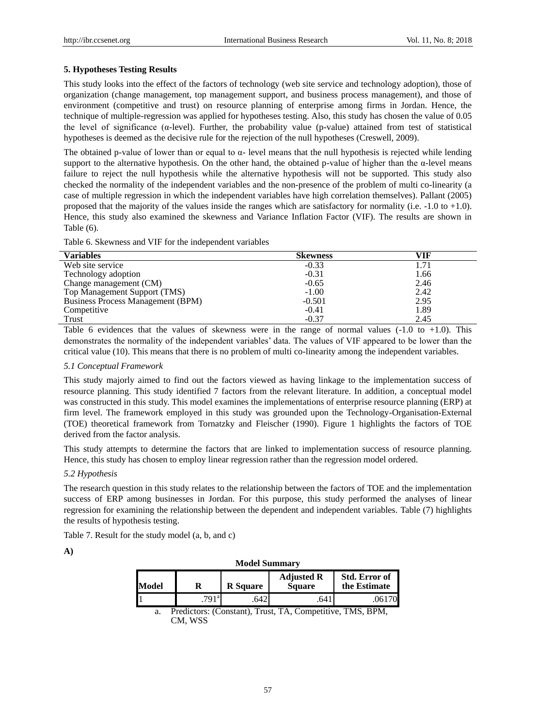### 5. Hypotheses Testing Results

This study looks into the effect of the factors of technology (web site service and technology adoption), those of organization (change management, top management support, and business process management), and those of environment (competitive and trust) on resource planning of enterprise among firms in Jordan. Hence, the technique of multiple-regression was applied for hypotheses testing. Also, this study has chosen the value of 0.05 the level of significance (α-level). Further, the probability value (p-value) attained from test of statistical hypotheses is deemed as the decisive rule for the rejection of the null hypotheses (Creswell, 2009).

The obtained p-value of lower than or equal to α- level means that the null hypothesis is rejected while lending support to the alternative hypothesis. On the other hand, the obtained p-value of higher than the α-level means failure to reject the null hypothesis while the alternative hypothesis will not be supported. This study also checked the normality of the independent variables and the non-presence of the problem of multi co-linearity (a case of multiple regression in which the independent variables have high correlation themselves). Pallant (2005) proposed that the majority of the values inside the ranges which are satisfactory for normality (i.e. -1.0 to +1.0). Hence, this study also examined the skewness and Variance Inflation Factor (VIF). The results are shown in Table (6).

Table 6. Skewness and VIF for the independent variables

| Variables | Skewness | VIF |
|---|---|---|
| Web site service | -0.33 | 1.71 |
| Technology adoption | -0.31 | 1.66 |
| Change management (CM) | -0.65 | 2.46 |
| Top Management Support (TMS) | -1.00 | 2.42 |
| Business Process Management (BPM) | -0.501 | 2.95 |
| Competitive | -0.41 | 1.89 |
| Trust | -0.37 | 2.45 |

Table 6 evidences that the values of skewness were in the range of normal values (-1.0 to +1.0). This demonstrates the normality of the independent variables' data. The values of VIF appeared to be lower than the critical value (10). This means that there is no problem of multi co-linearity among the independent variables.

#### *5.1 Conceptual Framework*

This study majorly aimed to find out the factors viewed as having linkage to the implementation success of resource planning. This study identified 7 factors from the relevant literature. In addition, a conceptual model was constructed in this study. This model examines the implementations of enterprise resource planning (ERP) at firm level. The framework employed in this study was grounded upon the Technology-Organisation-External (TOE) theoretical framework from Tornatzky and Fleischer (1990). Figure 1 highlights the factors of TOE derived from the factor analysis.

This study attempts to determine the factors that are linked to implementation success of resource planning. Hence, this study has chosen to employ linear regression rather than the regression model ordered.

#### *5.2 Hypothesis*

The research question in this study relates to the relationship between the factors of TOE and the implementation success of ERP among businesses in Jordan. For this purpose, this study performed the analyses of linear regression for examining the relationship between the dependent and independent variables. Table (7) highlights the results of hypothesis testing.

Table 7. Result for the study model (a, b, and c)

**A)**

**Model Summary**

| Model | R | R Square | Adjusted R Square | Std. Error of the Estimate |
|---|---|---|---|---|
| 1 | .791[a] | .642 | .641 | .06170 |

a. Predictors: (Constant), Trust, TA, Competitive, TMS, BPM, CM, WSS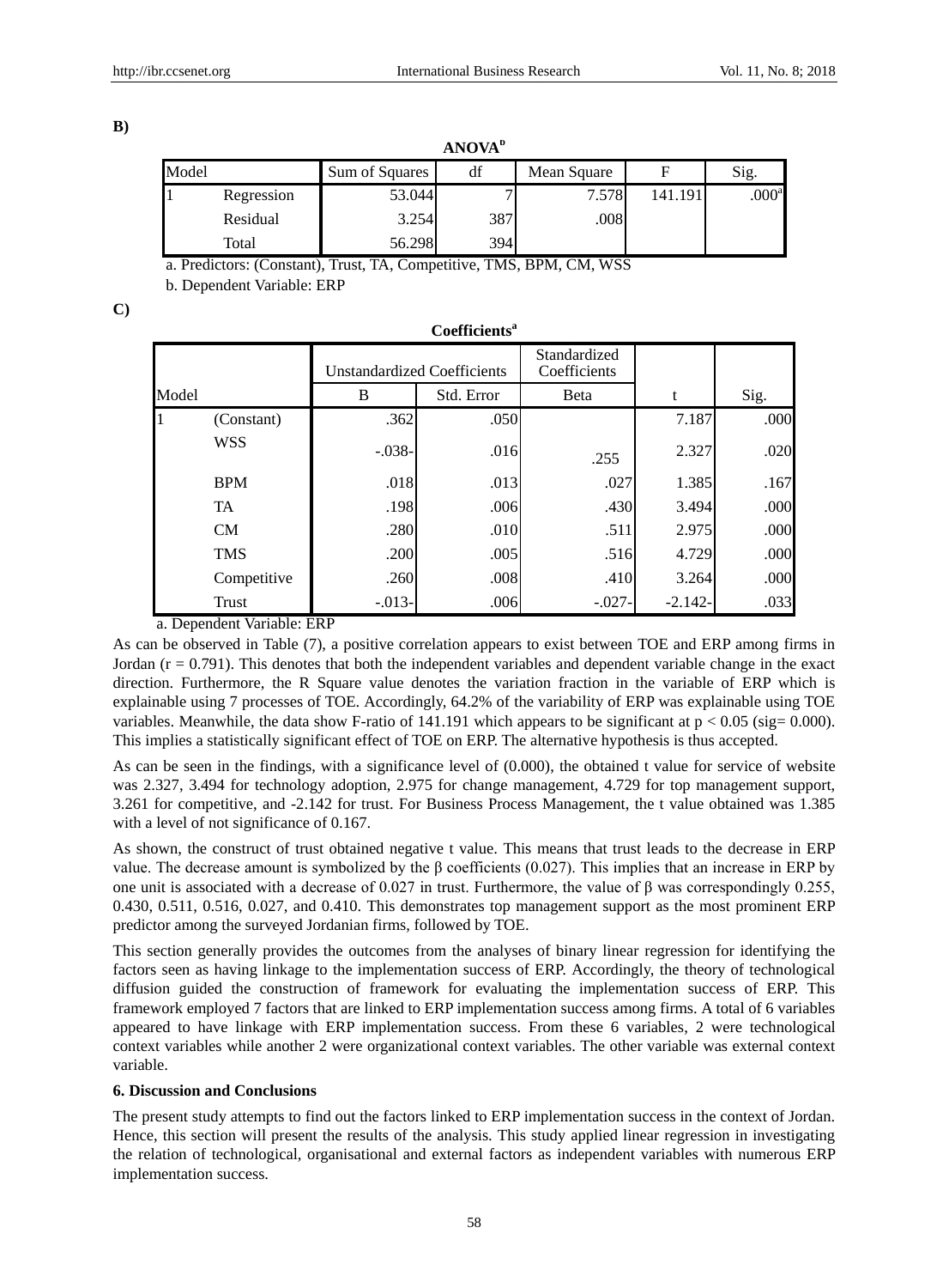**B)**

**ANOVA[b]**

| Model | | Sum of Squares | df | Mean Square | F | Sig. |
|---|---|---|---|---|---|---|
| 1 | Regression | 53.044 | 7 | 7.578 | 141.191 | .000[a] |
| | Residual | 3.254 | 387 | .008 | | |
| | Total | 56.298 | 394 | | | |

a. Predictors: (Constant), Trust, TA, Competitive, TMS, BPM, CM, WSS

b. Dependent Variable: ERP

**C)**

**Coefficients[a]**

| Model | | Unstandardized Coefficients | | Standardized Coefficients | t | Sig. |
|---|---|---|---|---|---|---|
| | | B | Std. Error | Beta | | |
| 1 | (Constant) | .362 | .050 | | 7.187 | .000 |
| | WSS | -.038- | .016 | .255 | 2.327 | .020 |
| | BPM | .018 | .013 | .027 | 1.385 | .167 |
| | TA | .198 | .006 | .430 | 3.494 | .000 |
| | CM | .280 | .010 | .511 | 2.975 | .000 |
| | TMS | .200 | .005 | .516 | 4.729 | .000 |
| | Competitive | .260 | .008 | .410 | 3.264 | .000 |
| | Trust | -.013- | .006 | -.027- | -2.142- | .033 |

a. Dependent Variable: ERP

As can be observed in Table (7), a positive correlation appears to exist between TOE and ERP among firms in Jordan ($r = 0.791$). This denotes that both the independent variables and dependent variable change in the exact direction. Furthermore, the R Square value denotes the variation fraction in the variable of ERP which is explainable using 7 processes of TOE. Accordingly, 64.2% of the variability of ERP was explainable using TOE variables. Meanwhile, the data show F-ratio of 141.191 which appears to be significant at $p < 0.05$ (sig= 0.000). This implies a statistically significant effect of TOE on ERP. The alternative hypothesis is thus accepted.

As can be seen in the findings, with a significance level of (0.000), the obtained t value for service of website was 2.327, 3.494 for technology adoption, 2.975 for change management, 4.729 for top management support, 3.261 for competitive, and -2.142 for trust. For Business Process Management, the t value obtained was 1.385 with a level of not significance of 0.167.

As shown, the construct of trust obtained negative t value. This means that trust leads to the decrease in ERP value. The decrease amount is symbolized by the β coefficients (0.027). This implies that an increase in ERP by one unit is associated with a decrease of 0.027 in trust. Furthermore, the value of β was correspondingly 0.255, 0.430, 0.511, 0.516, 0.027, and 0.410. This demonstrates top management support as the most prominent ERP predictor among the surveyed Jordanian firms, followed by TOE.

This section generally provides the outcomes from the analyses of binary linear regression for identifying the factors seen as having linkage to the implementation success of ERP. Accordingly, the theory of technological diffusion guided the construction of framework for evaluating the implementation success of ERP. This framework employed 7 factors that are linked to ERP implementation success among firms. A total of 6 variables appeared to have linkage with ERP implementation success. From these 6 variables, 2 were technological context variables while another 2 were organizational context variables. The other variable was external context variable.

### 6. Discussion and Conclusions

The present study attempts to find out the factors linked to ERP implementation success in the context of Jordan. Hence, this section will present the results of the analysis. This study applied linear regression in investigating the relation of technological, organisational and external factors as independent variables with numerous ERP implementation success.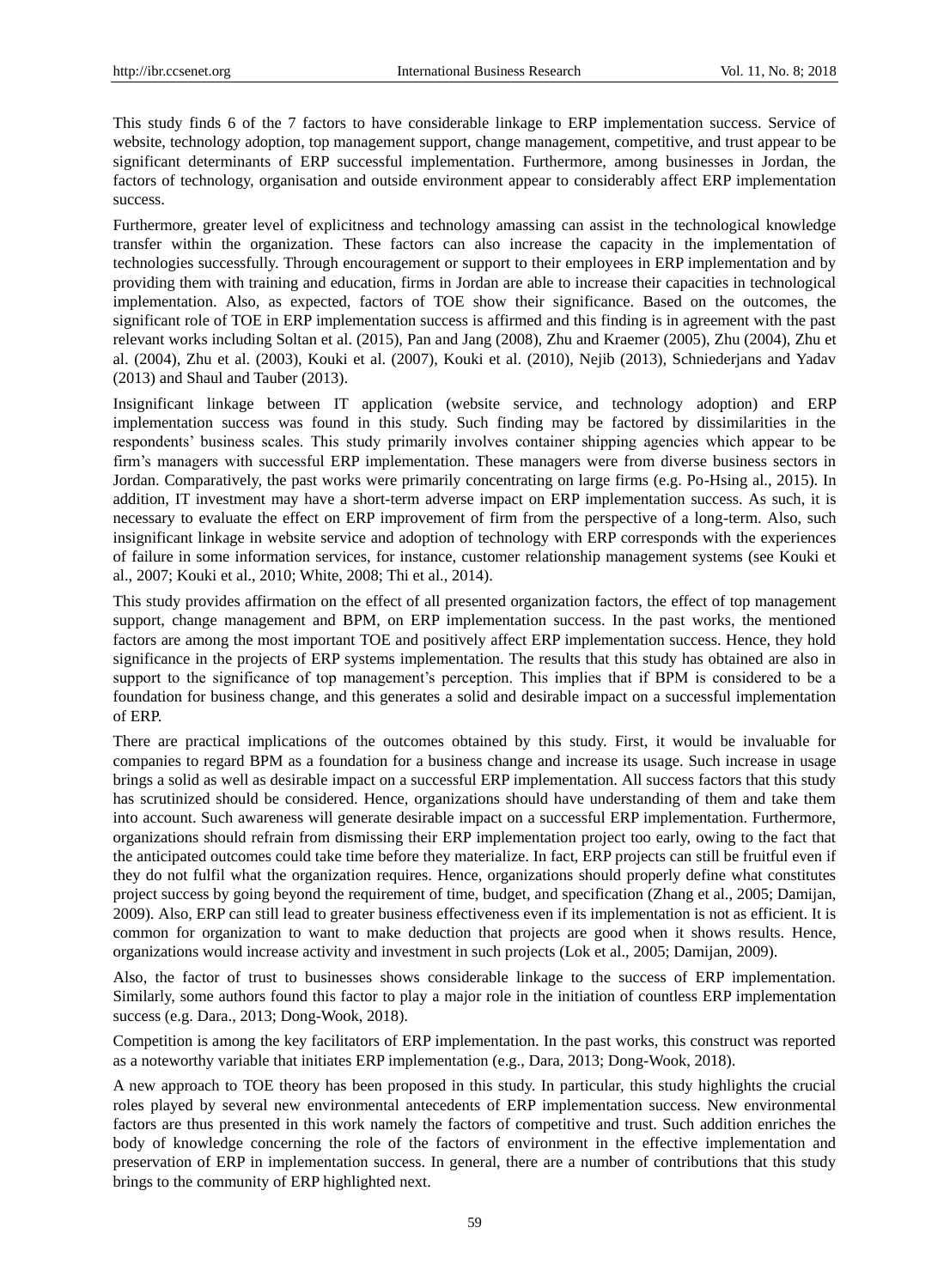This study finds 6 of the 7 factors to have considerable linkage to ERP implementation success. Service of website, technology adoption, top management support, change management, competitive, and trust appear to be significant determinants of ERP successful implementation. Furthermore, among businesses in Jordan, the factors of technology, organisation and outside environment appear to considerably affect ERP implementation success.

Furthermore, greater level of explicitness and technology amassing can assist in the technological knowledge transfer within the organization. These factors can also increase the capacity in the implementation of technologies successfully. Through encouragement or support to their employees in ERP implementation and by providing them with training and education, firms in Jordan are able to increase their capacities in technological implementation. Also, as expected, factors of TOE show their significance. Based on the outcomes, the significant role of TOE in ERP implementation success is affirmed and this finding is in agreement with the past relevant works including Soltan et al. (2015), Pan and Jang (2008), Zhu and Kraemer (2005), Zhu (2004), Zhu et al. (2004), Zhu et al. (2003), Kouki et al. (2007), Kouki et al. (2010), Nejib (2013), Schniederjans and Yadav (2013) and Shaul and Tauber (2013).

Insignificant linkage between IT application (website service, and technology adoption) and ERP implementation success was found in this study. Such finding may be factored by dissimilarities in the respondents' business scales. This study primarily involves container shipping agencies which appear to be firm's managers with successful ERP implementation. These managers were from diverse business sectors in Jordan. Comparatively, the past works were primarily concentrating on large firms (e.g. Po-Hsing al., 2015). In addition, IT investment may have a short-term adverse impact on ERP implementation success. As such, it is necessary to evaluate the effect on ERP improvement of firm from the perspective of a long-term. Also, such insignificant linkage in website service and adoption of technology with ERP corresponds with the experiences of failure in some information services, for instance, customer relationship management systems (see Kouki et al., 2007; Kouki et al., 2010; White, 2008; Thi et al., 2014).

This study provides affirmation on the effect of all presented organization factors, the effect of top management support, change management and BPM, on ERP implementation success. In the past works, the mentioned factors are among the most important TOE and positively affect ERP implementation success. Hence, they hold significance in the projects of ERP systems implementation. The results that this study has obtained are also in support to the significance of top management's perception. This implies that if BPM is considered to be a foundation for business change, and this generates a solid and desirable impact on a successful implementation of ERP.

There are practical implications of the outcomes obtained by this study. First, it would be invaluable for companies to regard BPM as a foundation for a business change and increase its usage. Such increase in usage brings a solid as well as desirable impact on a successful ERP implementation. All success factors that this study has scrutinized should be considered. Hence, organizations should have understanding of them and take them into account. Such awareness will generate desirable impact on a successful ERP implementation. Furthermore, organizations should refrain from dismissing their ERP implementation project too early, owing to the fact that the anticipated outcomes could take time before they materialize. In fact, ERP projects can still be fruitful even if they do not fulfil what the organization requires. Hence, organizations should properly define what constitutes project success by going beyond the requirement of time, budget, and specification (Zhang et al., 2005; Damijan, 2009). Also, ERP can still lead to greater business effectiveness even if its implementation is not as efficient. It is common for organization to want to make deduction that projects are good when it shows results. Hence, organizations would increase activity and investment in such projects (Lok et al., 2005; Damijan, 2009).

Also, the factor of trust to businesses shows considerable linkage to the success of ERP implementation. Similarly, some authors found this factor to play a major role in the initiation of countless ERP implementation success (e.g. Dara., 2013; Dong-Wook, 2018).

Competition is among the key facilitators of ERP implementation. In the past works, this construct was reported as a noteworthy variable that initiates ERP implementation (e.g., Dara, 2013; Dong-Wook, 2018).

A new approach to TOE theory has been proposed in this study. In particular, this study highlights the crucial roles played by several new environmental antecedents of ERP implementation success. New environmental factors are thus presented in this work namely the factors of competitive and trust. Such addition enriches the body of knowledge concerning the role of the factors of environment in the effective implementation and preservation of ERP in implementation success. In general, there are a number of contributions that this study brings to the community of ERP highlighted next.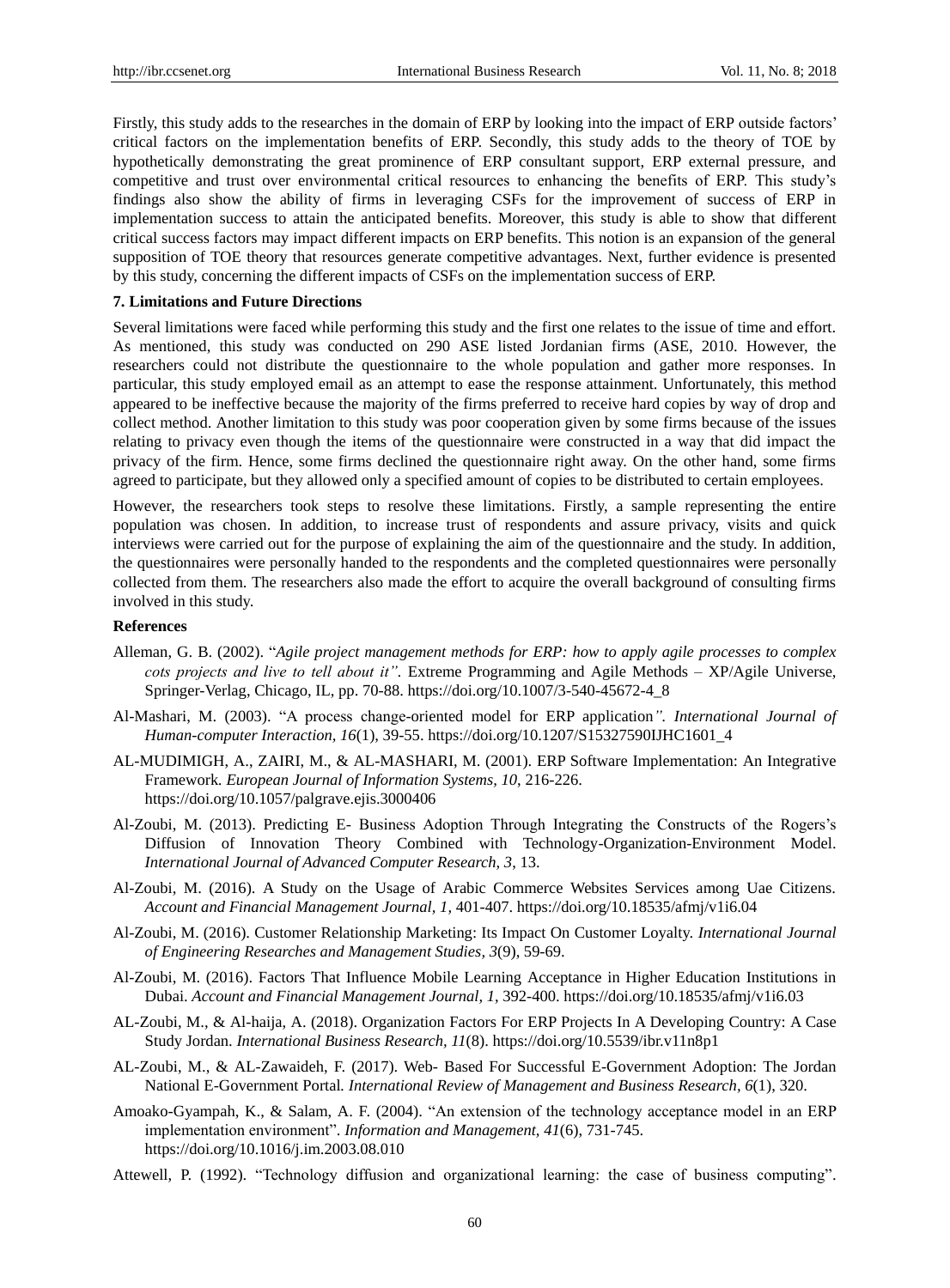Firstly, this study adds to the researches in the domain of ERP by looking into the impact of ERP outside factors' critical factors on the implementation benefits of ERP. Secondly, this study adds to the theory of TOE by hypothetically demonstrating the great prominence of ERP consultant support, ERP external pressure, and competitive and trust over environmental critical resources to enhancing the benefits of ERP. This study's findings also show the ability of firms in leveraging CSFs for the improvement of success of ERP in implementation success to attain the anticipated benefits. Moreover, this study is able to show that different critical success factors may impact different impacts on ERP benefits. This notion is an expansion of the general supposition of TOE theory that resources generate competitive advantages. Next, further evidence is presented by this study, concerning the different impacts of CSFs on the implementation success of ERP.

## 7. Limitations and Future Directions

Several limitations were faced while performing this study and the first one relates to the issue of time and effort. As mentioned, this study was conducted on 290 ASE listed Jordanian firms (ASE, 2010. However, the researchers could not distribute the questionnaire to the whole population and gather more responses. In particular, this study employed email as an attempt to ease the response attainment. Unfortunately, this method appeared to be ineffective because the majority of the firms preferred to receive hard copies by way of drop and collect method. Another limitation to this study was poor cooperation given by some firms because of the issues relating to privacy even though the items of the questionnaire were constructed in a way that did impact the privacy of the firm. Hence, some firms declined the questionnaire right away. On the other hand, some firms agreed to participate, but they allowed only a specified amount of copies to be distributed to certain employees.

However, the researchers took steps to resolve these limitations. Firstly, a sample representing the entire population was chosen. In addition, to increase trust of respondents and assure privacy, visits and quick interviews were carried out for the purpose of explaining the aim of the questionnaire and the study. In addition, the questionnaires were personally handed to the respondents and the completed questionnaires were personally collected from them. The researchers also made the effort to acquire the overall background of consulting firms involved in this study.

## References

Alleman, G. B. (2002). "*Agile project management methods for ERP: how to apply agile processes to complex cots projects and live to tell about it"*. Extreme Programming and Agile Methods – XP/Agile Universe, Springer-Verlag, Chicago, IL, pp. 70-88. https://doi.org/10.1007/3-540-45672-4_8

Al-Mashari, M. (2003). "A process change-oriented model for ERP application*". International Journal of Human-computer Interaction, 16*(1), 39-55. https://doi.org/10.1207/S15327590IJHC1601_4

AL-MUDIMIGH, A., ZAIRI, M., & AL-MASHARI, M. (2001). ERP Software Implementation: An Integrative Framework. *European Journal of Information Systems, 10*, 216-226. https://doi.org/10.1057/palgrave.ejis.3000406

Al-Zoubi, M. (2013). Predicting E- Business Adoption Through Integrating the Constructs of the Rogers's Diffusion of Innovation Theory Combined with Technology-Organization-Environment Model. *International Journal of Advanced Computer Research, 3*, 13.

Al-Zoubi, M. (2016). A Study on the Usage of Arabic Commerce Websites Services among Uae Citizens. *Account and Financial Management Journal, 1*, 401-407. https://doi.org/10.18535/afmj/v1i6.04

Al-Zoubi, M. (2016). Customer Relationship Marketing: Its Impact On Customer Loyalty. *International Journal of Engineering Researches and Management Studies, 3*(9), 59-69.

Al-Zoubi, M. (2016). Factors That Influence Mobile Learning Acceptance in Higher Education Institutions in Dubai. *Account and Financial Management Journal, 1*, 392-400. https://doi.org/10.18535/afmj/v1i6.03

AL-Zoubi, M., & Al-haija, A. (2018). Organization Factors For ERP Projects In A Developing Country: A Case Study Jordan. *International Business Research, 11*(8). https://doi.org/10.5539/ibr.v11n8p1

AL-Zoubi, M., & AL-Zawaideh, F. (2017). Web- Based For Successful E-Government Adoption: The Jordan National E-Government Portal*. International Review of Management and Business Research, 6*(1), 320.

Amoako-Gyampah, K., & Salam, A. F. (2004). "An extension of the technology acceptance model in an ERP implementation environment". *Information and Management, 41*(6), 731-745. https://doi.org/10.1016/j.im.2003.08.010

Attewell, P. (1992). "Technology diffusion and organizational learning: the case of business computing".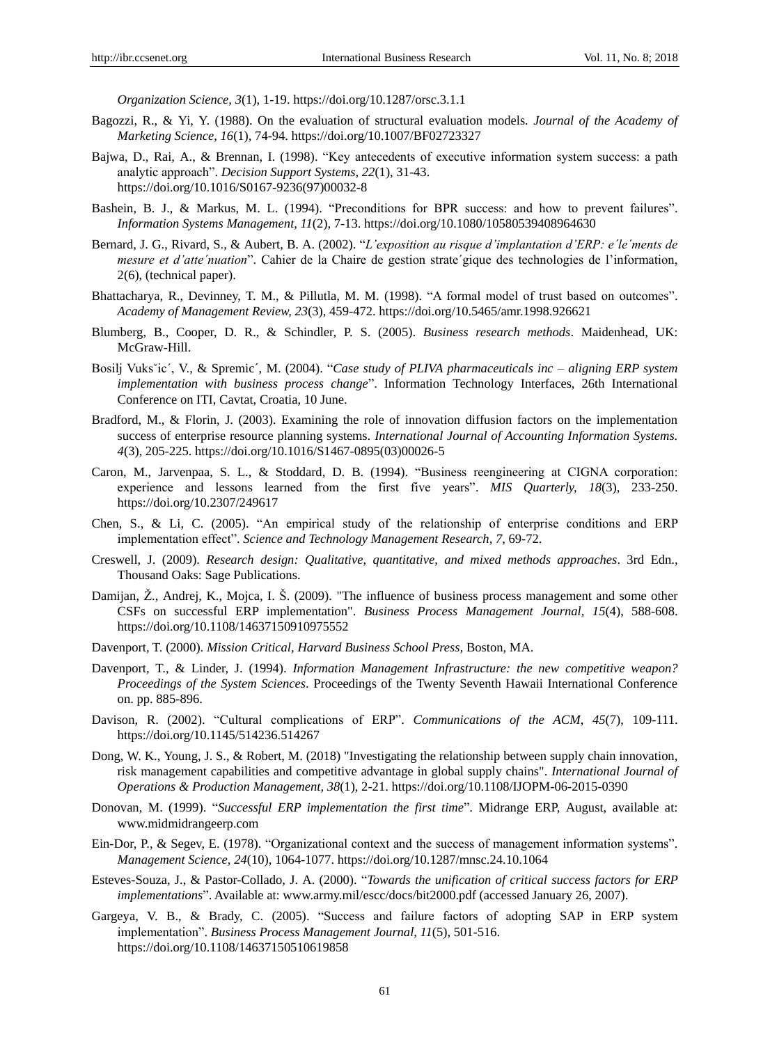*Organization Science, 3*(1), 1-19. https://doi.org/10.1287/orsc.3.1.1

Bagozzi, R., & Yi, Y. (1988). On the evaluation of structural evaluation models. *Journal of the Academy of Marketing Science, 16*(1), 74-94. https://doi.org/10.1007/BF02723327

Bajwa, D., Rai, A., & Brennan, I. (1998). "Key antecedents of executive information system success: a path analytic approach". *Decision Support Systems, 22*(1), 31-43. https://doi.org/10.1016/S0167-9236(97)00032-8

Bashein, B. J., & Markus, M. L. (1994). "Preconditions for BPR success: and how to prevent failures". *Information Systems Management, 11*(2), 7-13. https://doi.org/10.1080/10580539408964630

Bernard, J. G., Rivard, S., & Aubert, B. A. (2002). "*L'exposition au risque d'implantation d'ERP: e´le´ments de mesure et d'atte´nuation*". Cahier de la Chaire de gestion strate´gique des technologies de l'information, 2(6), (technical paper).

Bhattacharya, R., Devinney, T. M., & Pillutla, M. M. (1998). "A formal model of trust based on outcomes". *Academy of Management Review, 23*(3), 459-472. https://doi.org/10.5465/amr.1998.926621

Blumberg, B., Cooper, D. R., & Schindler, P. S. (2005). *Business research methods*. Maidenhead, UK: McGraw-Hill.

Bosilj Vuksˇic´, V., & Spremic´, M. (2004). "*Case study of PLIVA pharmaceuticals inc – aligning ERP system implementation with business process change*". Information Technology Interfaces, 26th International Conference on ITI, Cavtat, Croatia, 10 June.

Bradford, M., & Florin, J. (2003). Examining the role of innovation diffusion factors on the implementation success of enterprise resource planning systems. *International Journal of Accounting Information Systems. 4*(3), 205-225. https://doi.org/10.1016/S1467-0895(03)00026-5

Caron, M., Jarvenpaa, S. L., & Stoddard, D. B. (1994). "Business reengineering at CIGNA corporation: experience and lessons learned from the first five years". *MIS Quarterly, 18*(3), 233-250. https://doi.org/10.2307/249617

Chen, S., & Li, C. (2005). "An empirical study of the relationship of enterprise conditions and ERP implementation effect". *Science and Technology Management Research, 7*, 69-72.

Creswell, J. (2009). *Research design: Qualitative, quantitative, and mixed methods approaches*. 3rd Edn., Thousand Oaks: Sage Publications.

Damijan, Ž., Andrej, K., Mojca, I. Š. (2009). "The influence of business process management and some other CSFs on successful ERP implementation". *Business Process Management Journal, 15*(4), 588-608. https://doi.org/10.1108/14637150910975552

Davenport, T. (2000). *Mission Critical, Harvard Business School Press*, Boston, MA.

Davenport, T., & Linder, J. (1994). *Information Management Infrastructure: the new competitive weapon? Proceedings of the System Sciences*. Proceedings of the Twenty Seventh Hawaii International Conference on. pp. 885-896.

Davison, R. (2002). "Cultural complications of ERP". *Communications of the ACM, 45*(7), 109-111. https://doi.org/10.1145/514236.514267

Dong, W. K., Young, J. S., & Robert, M. (2018) "Investigating the relationship between supply chain innovation, risk management capabilities and competitive advantage in global supply chains". *International Journal of Operations & Production Management, 38*(1), 2-21. https://doi.org/10.1108/IJOPM-06-2015-0390

Donovan, M. (1999). "*Successful ERP implementation the first time*". Midrange ERP, August, available at: www.midmidrangeerp.com

Ein-Dor, P., & Segev, E. (1978). "Organizational context and the success of management information systems". *Management Science, 24*(10), 1064-1077. https://doi.org/10.1287/mnsc.24.10.1064

Esteves-Souza, J., & Pastor-Collado, J. A. (2000). "*Towards the unification of critical success factors for ERP implementations*". Available at: www.army.mil/escc/docs/bit2000.pdf (accessed January 26, 2007).

Gargeya, V. B., & Brady, C. (2005). "Success and failure factors of adopting SAP in ERP system implementation". *Business Process Management Journal, 11*(5), 501-516. https://doi.org/10.1108/14637150510619858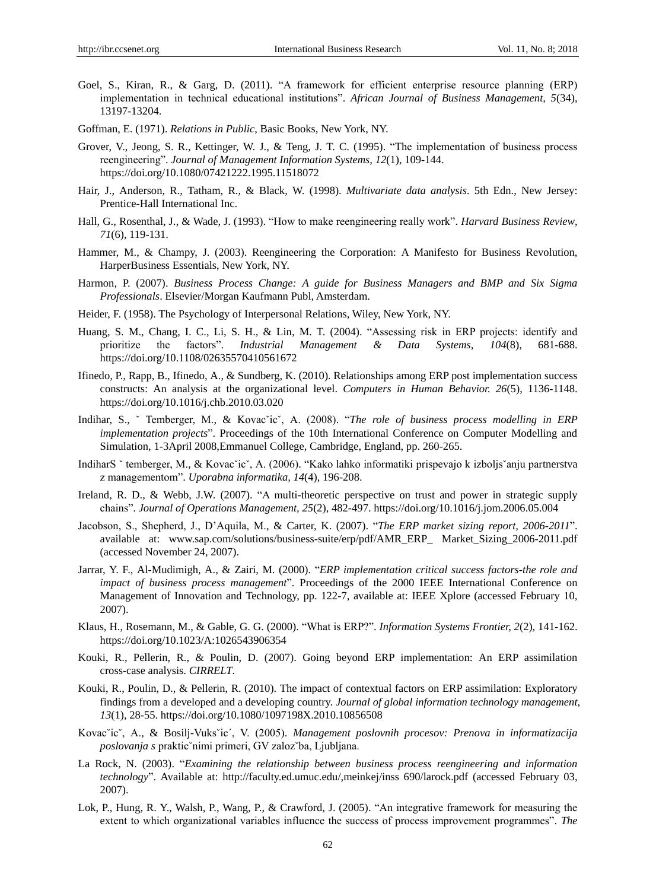Goel, S., Kiran, R., & Garg, D. (2011). "A framework for efficient enterprise resource planning (ERP) implementation in technical educational institutions". *African Journal of Business Management, 5*(34), 13197-13204.

Goffman, E. (1971). *Relations in Public*, Basic Books, New York, NY.

Grover, V., Jeong, S. R., Kettinger, W. J., & Teng, J. T. C. (1995). "The implementation of business process reengineering". *Journal of Management Information Systems, 12*(1), 109-144. https://doi.org/10.1080/07421222.1995.11518072

Hair, J., Anderson, R., Tatham, R., & Black, W. (1998). *Multivariate data analysis*. 5th Edn., New Jersey: Prentice-Hall International Inc.

Hall, G., Rosenthal, J., & Wade, J. (1993). "How to make reengineering really work". *Harvard Business Review, 71*(6), 119-131.

Hammer, M., & Champy, J. (2003). Reengineering the Corporation: A Manifesto for Business Revolution, HarperBusiness Essentials, New York, NY.

Harmon, P. (2007). *Business Process Change: A guide for Business Managers and BMP and Six Sigma Professionals*. Elsevier/Morgan Kaufmann Publ, Amsterdam.

Heider, F. (1958). The Psychology of Interpersonal Relations, Wiley, New York, NY.

Huang, S. M., Chang, I. C., Li, S. H., & Lin, M. T. (2004). "Assessing risk in ERP projects: identify and prioritize the factors". *Industrial Management & Data Systems, 104*(8), 681-688. https://doi.org/10.1108/02635570410561672

Ifinedo, P., Rapp, B., Ifinedo, A., & Sundberg, K. (2010). Relationships among ERP post implementation success constructs: An analysis at the organizational level. *Computers in Human Behavior. 26*(5), 1136-1148. https://doi.org/10.1016/j.chb.2010.03.020

Indihar, S., ˇ Temberger, M., & Kovacˇicˇ, A. (2008). "*The role of business process modelling in ERP implementation projects*". Proceedings of the 10th International Conference on Computer Modelling and Simulation, 1-3April 2008,Emmanuel College, Cambridge, England, pp. 260-265.

IndiharS ˇ temberger, M., & Kovacˇicˇ, A. (2006). "Kako lahko informatiki prispevajo k izboljsˇanju partnerstva z managementom". *Uporabna informatika, 14*(4), 196-208.

Ireland, R. D., & Webb, J.W. (2007). "A multi-theoretic perspective on trust and power in strategic supply chains". *Journal of Operations Management, 25*(2), 482-497. https://doi.org/10.1016/j.jom.2006.05.004

Jacobson, S., Shepherd, J., D'Aquila, M., & Carter, K. (2007). "*The ERP market sizing report, 2006-2011*". available at: www.sap.com/solutions/business-suite/erp/pdf/AMR_ERP_ Market_Sizing_2006-2011.pdf (accessed November 24, 2007).

Jarrar, Y. F., Al-Mudimigh, A., & Zairi, M. (2000). "*ERP implementation critical success factors-the role and impact of business process management*". Proceedings of the 2000 IEEE International Conference on Management of Innovation and Technology, pp. 122-7, available at: IEEE Xplore (accessed February 10, 2007).

Klaus, H., Rosemann, M., & Gable, G. G. (2000). "What is ERP?". *Information Systems Frontier, 2*(2), 141-162. https://doi.org/10.1023/A:1026543906354

Kouki, R., Pellerin, R., & Poulin, D. (2007). Going beyond ERP implementation: An ERP assimilation cross-case analysis. *CIRRELT*.

Kouki, R., Poulin, D., & Pellerin, R. (2010). The impact of contextual factors on ERP assimilation: Exploratory findings from a developed and a developing country. *Journal of global information technology management, 13*(1), 28-55. https://doi.org/10.1080/1097198X.2010.10856508

Kovacˇicˇ, A., & Bosilj-Vuksˇic´, V. (2005). *Management poslovnih procesov: Prenova in informatizacija poslovanja s* prakticˇnimi primeri, GV zalozˇba, Ljubljana.

La Rock, N. (2003). "*Examining the relationship between business process reengineering and information technology*". Available at: http://faculty.ed.umuc.edu/,meinkej/inss 690/larock.pdf (accessed February 03, 2007).

Lok, P., Hung, R. Y., Walsh, P., Wang, P., & Crawford, J. (2005). "An integrative framework for measuring the extent to which organizational variables influence the success of process improvement programmes". *The*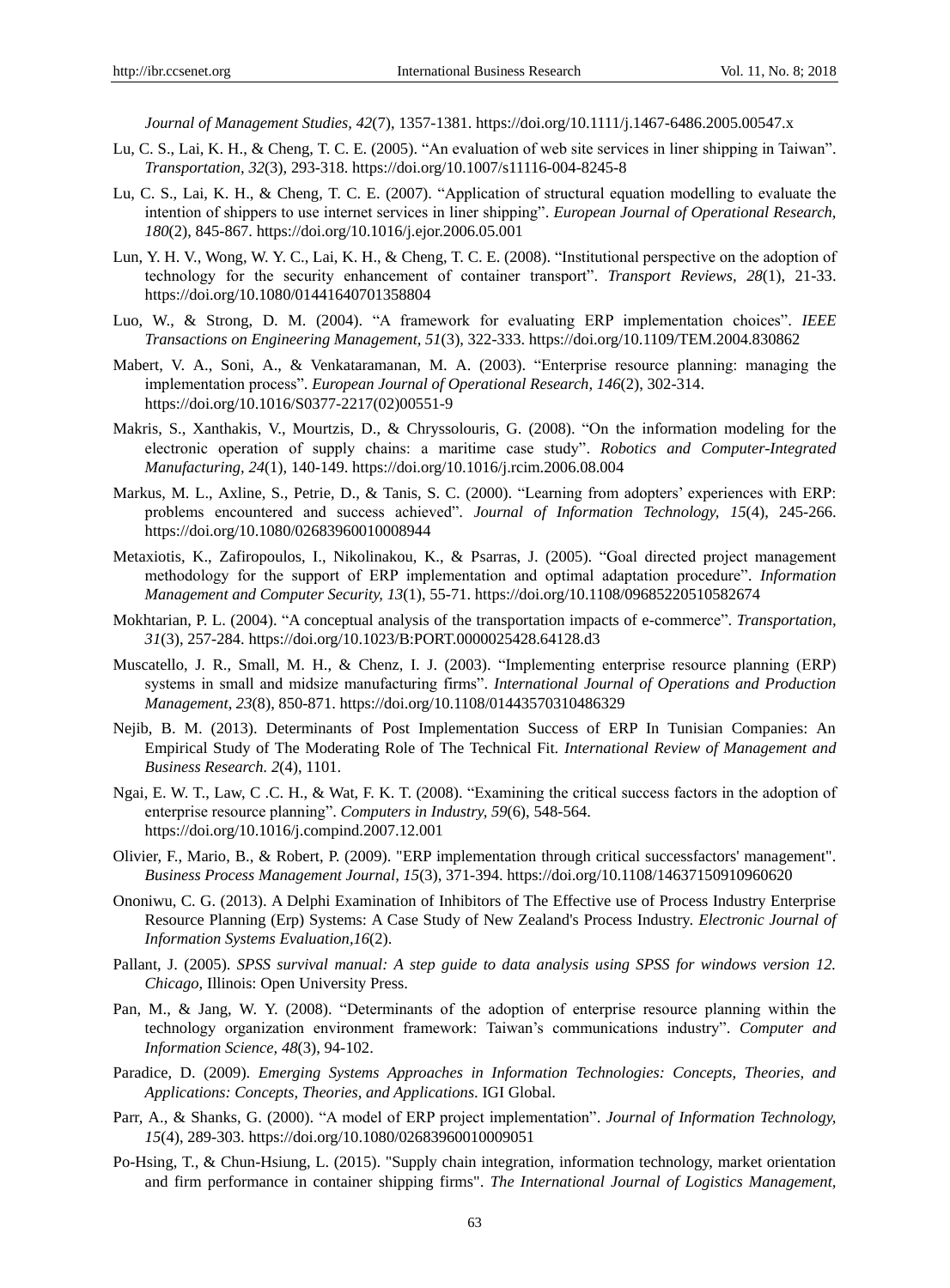*Journal of Management Studies, 42*(7), 1357-1381. https://doi.org/10.1111/j.1467-6486.2005.00547.x

Lu, C. S., Lai, K. H., & Cheng, T. C. E. (2005). "An evaluation of web site services in liner shipping in Taiwan". *Transportation, 32*(3), 293-318. https://doi.org/10.1007/s11116-004-8245-8

Lu, C. S., Lai, K. H., & Cheng, T. C. E. (2007). "Application of structural equation modelling to evaluate the intention of shippers to use internet services in liner shipping". *European Journal of Operational Research, 180*(2), 845-867. https://doi.org/10.1016/j.ejor.2006.05.001

Lun, Y. H. V., Wong, W. Y. C., Lai, K. H., & Cheng, T. C. E. (2008). "Institutional perspective on the adoption of technology for the security enhancement of container transport". *Transport Reviews, 28*(1), 21-33. https://doi.org/10.1080/01441640701358804

Luo, W., & Strong, D. M. (2004). "A framework for evaluating ERP implementation choices". *IEEE Transactions on Engineering Management, 51*(3), 322-333. https://doi.org/10.1109/TEM.2004.830862

Mabert, V. A., Soni, A., & Venkataramanan, M. A. (2003). "Enterprise resource planning: managing the implementation process". *European Journal of Operational Research, 146*(2), 302-314. https://doi.org/10.1016/S0377-2217(02)00551-9

Makris, S., Xanthakis, V., Mourtzis, D., & Chryssolouris, G. (2008). "On the information modeling for the electronic operation of supply chains: a maritime case study". *Robotics and Computer-Integrated Manufacturing, 24*(1), 140-149. https://doi.org/10.1016/j.rcim.2006.08.004

Markus, M. L., Axline, S., Petrie, D., & Tanis, S. C. (2000). "Learning from adopters' experiences with ERP: problems encountered and success achieved". *Journal of Information Technology, 15*(4), 245-266. https://doi.org/10.1080/02683960010008944

Metaxiotis, K., Zafiropoulos, I., Nikolinakou, K., & Psarras, J. (2005). "Goal directed project management methodology for the support of ERP implementation and optimal adaptation procedure". *Information Management and Computer Security, 13*(1), 55-71. https://doi.org/10.1108/09685220510582674

Mokhtarian, P. L. (2004). "A conceptual analysis of the transportation impacts of e-commerce". *Transportation, 31*(3), 257-284. https://doi.org/10.1023/B:PORT.0000025428.64128.d3

Muscatello, J. R., Small, M. H., & Chenz, I. J. (2003). "Implementing enterprise resource planning (ERP) systems in small and midsize manufacturing firms". *International Journal of Operations and Production Management, 23*(8), 850-871. https://doi.org/10.1108/01443570310486329

Nejib, B. M. (2013). Determinants of Post Implementation Success of ERP In Tunisian Companies: An Empirical Study of The Moderating Role of The Technical Fit. *International Review of Management and Business Research. 2*(4), 1101.

Ngai, E. W. T., Law, C .C. H., & Wat, F. K. T. (2008). "Examining the critical success factors in the adoption of enterprise resource planning". *Computers in Industry, 59*(6), 548-564. https://doi.org/10.1016/j.compind.2007.12.001

Olivier, F., Mario, B., & Robert, P. (2009). "ERP implementation through critical successfactors' management". *Business Process Management Journal, 15*(3), 371-394. https://doi.org/10.1108/14637150910960620

Ononiwu, C. G. (2013). A Delphi Examination of Inhibitors of The Effective use of Process Industry Enterprise Resource Planning (Erp) Systems: A Case Study of New Zealand's Process Industry. *Electronic Journal of Information Systems Evaluation,16*(2).

Pallant, J. (2005). *SPSS survival manual: A step guide to data analysis using SPSS for windows version 12. Chicago*, Illinois: Open University Press.

Pan, M., & Jang, W. Y. (2008). "Determinants of the adoption of enterprise resource planning within the technology organization environment framework: Taiwan's communications industry". *Computer and Information Science, 48*(3), 94-102.

Paradice, D. (2009). *Emerging Systems Approaches in Information Technologies: Concepts, Theories, and Applications: Concepts, Theories, and Applications*. IGI Global.

Parr, A., & Shanks, G. (2000). "A model of ERP project implementation". *Journal of Information Technology, 15*(4), 289-303. https://doi.org/10.1080/02683960010009051

Po-Hsing, T., & Chun-Hsiung, L. (2015). "Supply chain integration, information technology, market orientation and firm performance in container shipping firms". *The International Journal of Logistics Management,*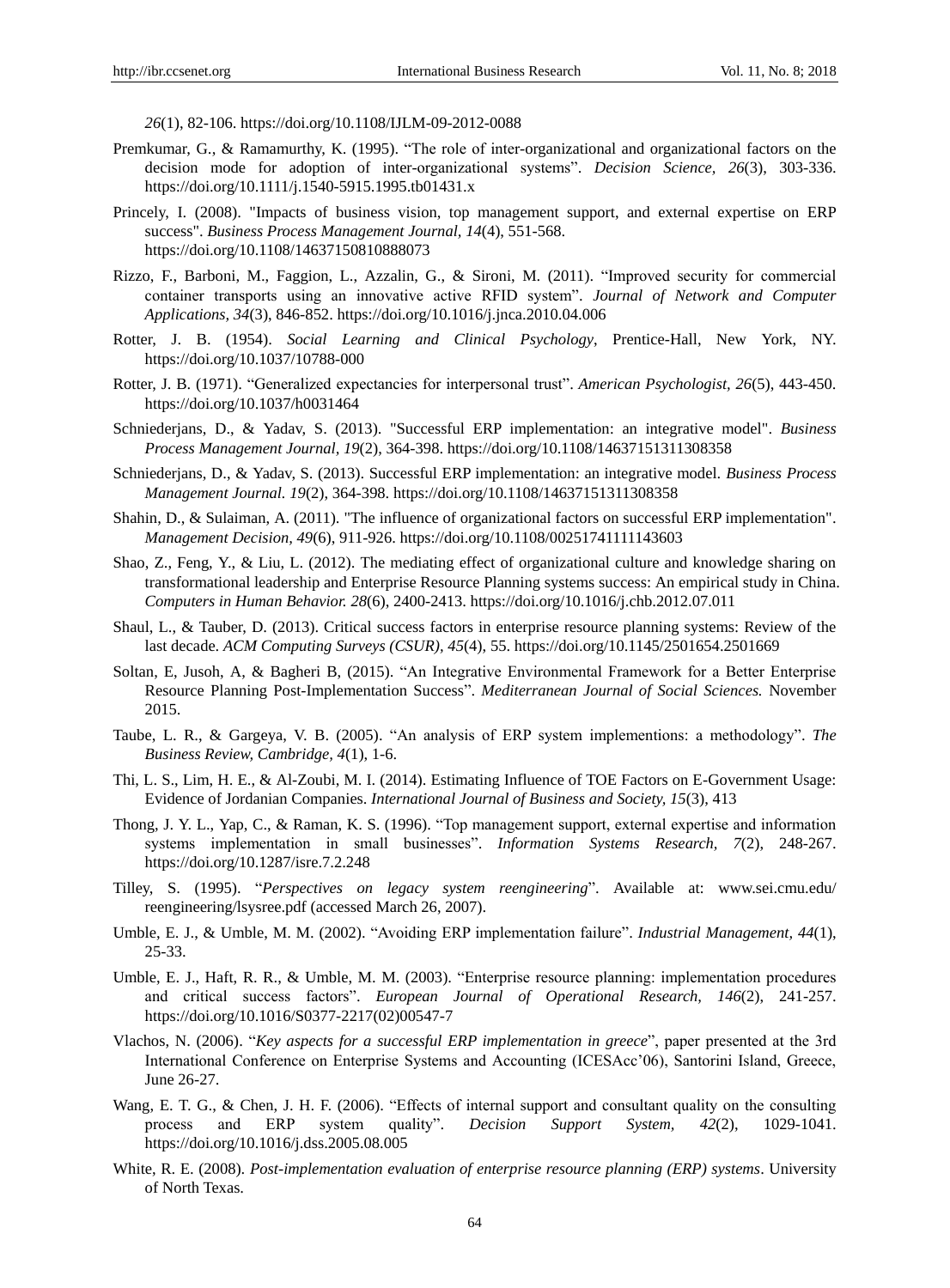*26*(1), 82-106. https://doi.org/10.1108/IJLM-09-2012-0088

Premkumar, G., & Ramamurthy, K. (1995). "The role of inter-organizational and organizational factors on the decision mode for adoption of inter-organizational systems". *Decision Science, 26*(3), 303-336. https://doi.org/10.1111/j.1540-5915.1995.tb01431.x

Princely, I. (2008). "Impacts of business vision, top management support, and external expertise on ERP success". *Business Process Management Journal, 14*(4), 551-568. https://doi.org/10.1108/14637150810888073

Rizzo, F., Barboni, M., Faggion, L., Azzalin, G., & Sironi, M. (2011). "Improved security for commercial container transports using an innovative active RFID system". *Journal of Network and Computer Applications, 34*(3), 846-852. https://doi.org/10.1016/j.jnca.2010.04.006

Rotter, J. B. (1954). *Social Learning and Clinical Psychology*, Prentice-Hall, New York, NY. https://doi.org/10.1037/10788-000

Rotter, J. B. (1971). "Generalized expectancies for interpersonal trust". *American Psychologist, 26*(5), 443-450. https://doi.org/10.1037/h0031464

Schniederjans, D., & Yadav, S. (2013). "Successful ERP implementation: an integrative model". *Business Process Management Journal, 19*(2), 364-398. https://doi.org/10.1108/14637151311308358

Schniederjans, D., & Yadav, S. (2013). Successful ERP implementation: an integrative model. *Business Process Management Journal. 19*(2), 364-398. https://doi.org/10.1108/14637151311308358

Shahin, D., & Sulaiman, A. (2011). "The influence of organizational factors on successful ERP implementation". *Management Decision, 49*(6), 911-926. https://doi.org/10.1108/00251741111143603

Shao, Z., Feng, Y., & Liu, L. (2012). The mediating effect of organizational culture and knowledge sharing on transformational leadership and Enterprise Resource Planning systems success: An empirical study in China. *Computers in Human Behavior. 28*(6), 2400-2413. https://doi.org/10.1016/j.chb.2012.07.011

Shaul, L., & Tauber, D. (2013). Critical success factors in enterprise resource planning systems: Review of the last decade. *ACM Computing Surveys (CSUR), 45*(4), 55. https://doi.org/10.1145/2501654.2501669

Soltan, E, Jusoh, A, & Bagheri B, (2015). "An Integrative Environmental Framework for a Better Enterprise Resource Planning Post-Implementation Success". *Mediterranean Journal of Social Sciences.* November 2015.

Taube, L. R., & Gargeya, V. B. (2005). "An analysis of ERP system implementions: a methodology". *The Business Review, Cambridge, 4*(1), 1-6.

Thi, L. S., Lim, H. E., & Al-Zoubi, M. I. (2014). Estimating Influence of TOE Factors on E-Government Usage: Evidence of Jordanian Companies. *International Journal of Business and Society, 15*(3), 413

Thong, J. Y. L., Yap, C., & Raman, K. S. (1996). "Top management support, external expertise and information systems implementation in small businesses". *Information Systems Research, 7*(2), 248-267. https://doi.org/10.1287/isre.7.2.248

Tilley, S. (1995). "*Perspectives on legacy system reengineering*". Available at: www.sei.cmu.edu/ reengineering/lsysree.pdf (accessed March 26, 2007).

Umble, E. J., & Umble, M. M. (2002). "Avoiding ERP implementation failure". *Industrial Management, 44*(1), 25-33.

Umble, E. J., Haft, R. R., & Umble, M. M. (2003). "Enterprise resource planning: implementation procedures and critical success factors". *European Journal of Operational Research, 146*(2), 241-257. https://doi.org/10.1016/S0377-2217(02)00547-7

Vlachos, N. (2006). "*Key aspects for a successful ERP implementation in greece*", paper presented at the 3rd International Conference on Enterprise Systems and Accounting (ICESAcc'06), Santorini Island, Greece, June 26-27.

Wang, E. T. G., & Chen, J. H. F. (2006). "Effects of internal support and consultant quality on the consulting process and ERP system quality". *Decision Support System, 42*(2), 1029-1041. https://doi.org/10.1016/j.dss.2005.08.005

White, R. E. (2008). *Post-implementation evaluation of enterprise resource planning (ERP) systems*. University of North Texas.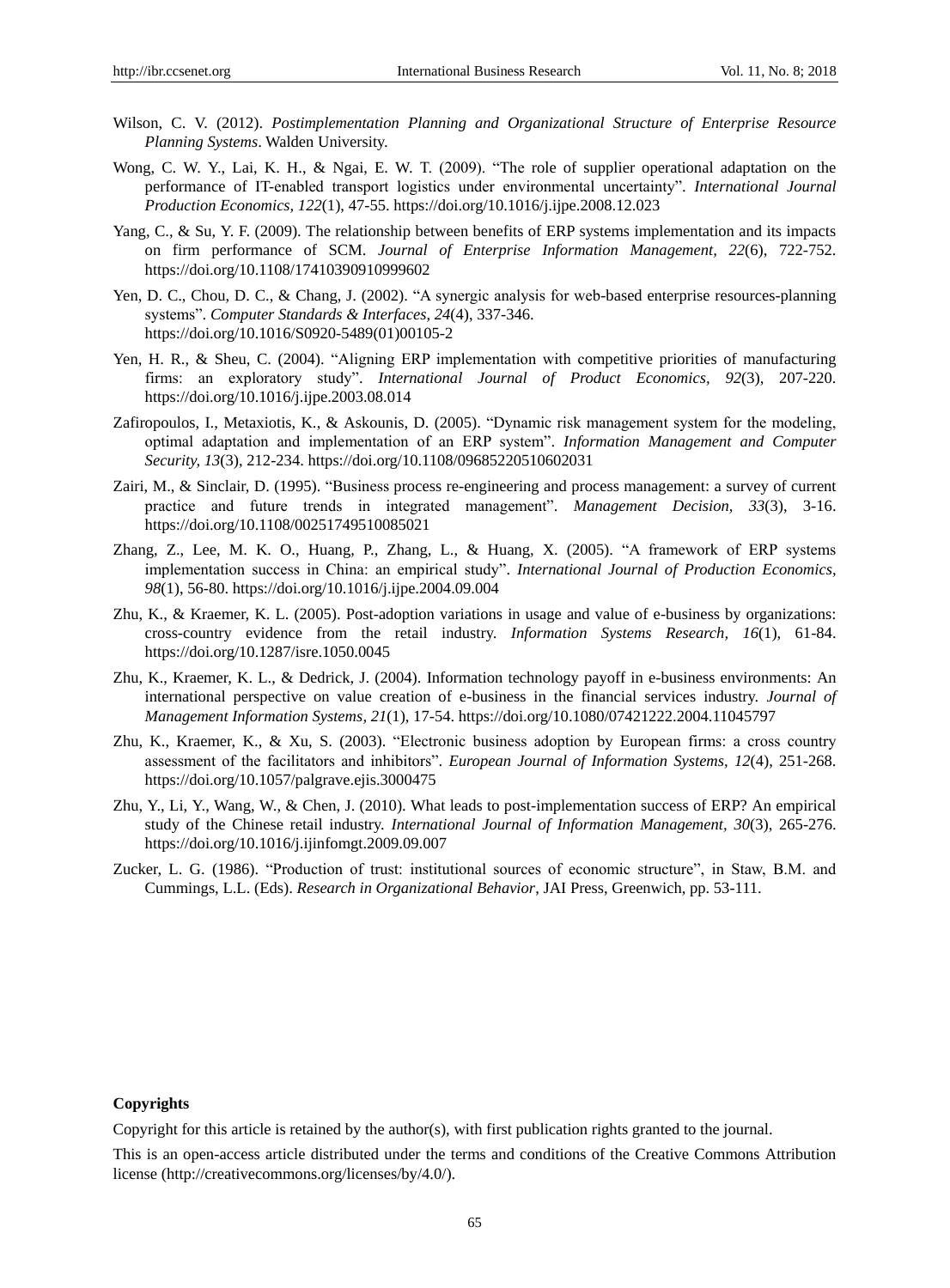Wilson, C. V. (2012). *Postimplementation Planning and Organizational Structure of Enterprise Resource Planning Systems*. Walden University.

Wong, C. W. Y., Lai, K. H., & Ngai, E. W. T. (2009). "The role of supplier operational adaptation on the performance of IT-enabled transport logistics under environmental uncertainty". *International Journal Production Economics, 122*(1), 47-55. https://doi.org/10.1016/j.ijpe.2008.12.023

Yang, C., & Su, Y. F. (2009). The relationship between benefits of ERP systems implementation and its impacts on firm performance of SCM. *Journal of Enterprise Information Management, 22*(6), 722-752. https://doi.org/10.1108/17410390910999602

Yen, D. C., Chou, D. C., & Chang, J. (2002). "A synergic analysis for web-based enterprise resources-planning systems". *Computer Standards & Interfaces, 24*(4), 337-346. https://doi.org/10.1016/S0920-5489(01)00105-2

Yen, H. R., & Sheu, C. (2004). "Aligning ERP implementation with competitive priorities of manufacturing firms: an exploratory study". *International Journal of Product Economics, 92*(3), 207-220. https://doi.org/10.1016/j.ijpe.2003.08.014

Zafiropoulos, I., Metaxiotis, K., & Askounis, D. (2005). "Dynamic risk management system for the modeling, optimal adaptation and implementation of an ERP system". *Information Management and Computer Security, 13*(3), 212-234. https://doi.org/10.1108/09685220510602031

Zairi, M., & Sinclair, D. (1995). "Business process re-engineering and process management: a survey of current practice and future trends in integrated management". *Management Decision, 33*(3), 3-16. https://doi.org/10.1108/00251749510085021

Zhang, Z., Lee, M. K. O., Huang, P., Zhang, L., & Huang, X. (2005). "A framework of ERP systems implementation success in China: an empirical study". *International Journal of Production Economics, 98*(1), 56-80. https://doi.org/10.1016/j.ijpe.2004.09.004

Zhu, K., & Kraemer, K. L. (2005). Post-adoption variations in usage and value of e-business by organizations: cross-country evidence from the retail industry. *Information Systems Research, 16*(1), 61-84. https://doi.org/10.1287/isre.1050.0045

Zhu, K., Kraemer, K. L., & Dedrick, J. (2004). Information technology payoff in e-business environments: An international perspective on value creation of e-business in the financial services industry. *Journal of Management Information Systems, 21*(1), 17-54. https://doi.org/10.1080/07421222.2004.11045797

Zhu, K., Kraemer, K., & Xu, S. (2003). "Electronic business adoption by European firms: a cross country assessment of the facilitators and inhibitors". *European Journal of Information Systems*, *12*(4), 251-268. https://doi.org/10.1057/palgrave.ejis.3000475

Zhu, Y., Li, Y., Wang, W., & Chen, J. (2010). What leads to post-implementation success of ERP? An empirical study of the Chinese retail industry. *International Journal of Information Management*, *30*(3), 265-276. https://doi.org/10.1016/j.ijinfomgt.2009.09.007

Zucker, L. G. (1986). "Production of trust: institutional sources of economic structure", in Staw, B.M. and Cummings, L.L. (Eds). *Research in Organizational Behavior*, JAI Press, Greenwich, pp. 53-111.

**Copyrights**

Copyright for this article is retained by the author(s), with first publication rights granted to the journal.

This is an open-access article distributed under the terms and conditions of the Creative Commons Attribution license (http://creativecommons.org/licenses/by/4.0/).